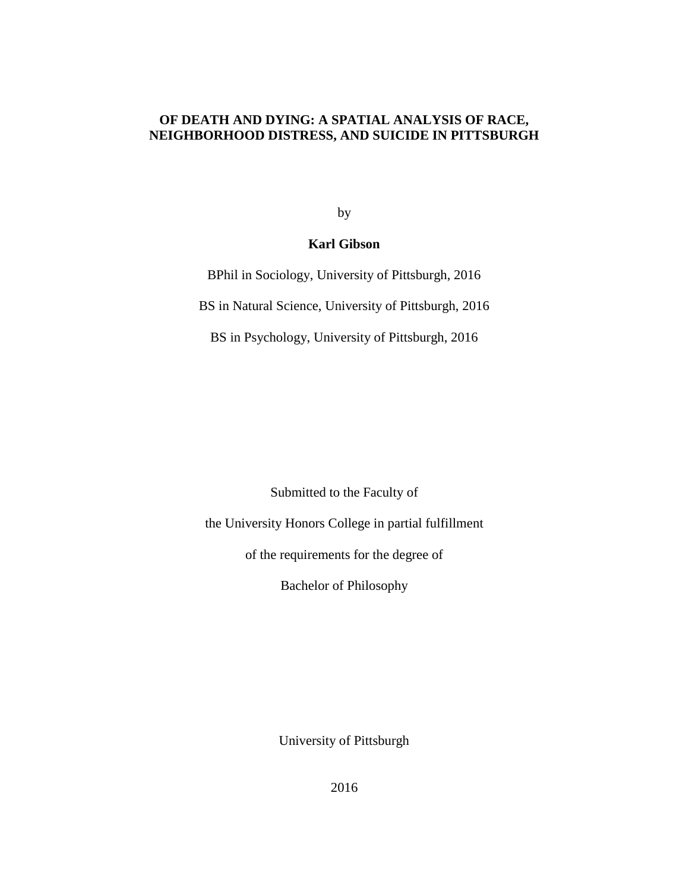# OF DEATH AND DYING: A SPATIAL ANALYSIS OF RACE, NEIGHBORHOOD DISTRESS, AND SUICIDE IN PITTSBURGH

by

**Karl Gibson**

BPhil in Sociology, University of Pittsburgh, 2016

BS in Natural Science, University of Pittsburgh, 2016

BS in Psychology, University of Pittsburgh, 2016

Submitted to the Faculty of

the University Honors College in partial fulfillment

of the requirements for the degree of

Bachelor of Philosophy

University of Pittsburgh

2016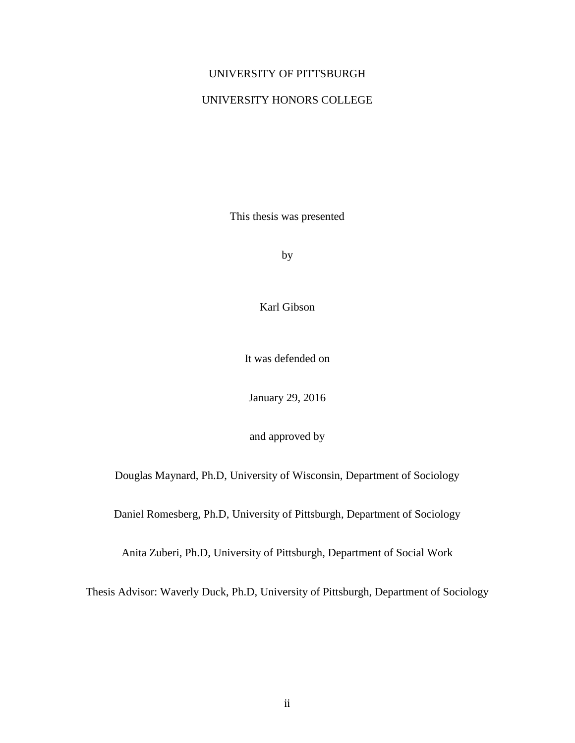UNIVERSITY OF PITTSBURGH

UNIVERSITY HONORS COLLEGE

This thesis was presented

by

Karl Gibson

It was defended on

January 29, 2016

and approved by

Douglas Maynard, Ph.D, University of Wisconsin, Department of Sociology

Daniel Romesberg, Ph.D, University of Pittsburgh, Department of Sociology

Anita Zuberi, Ph.D, University of Pittsburgh, Department of Social Work

Thesis Advisor: Waverly Duck, Ph.D, University of Pittsburgh, Department of Sociology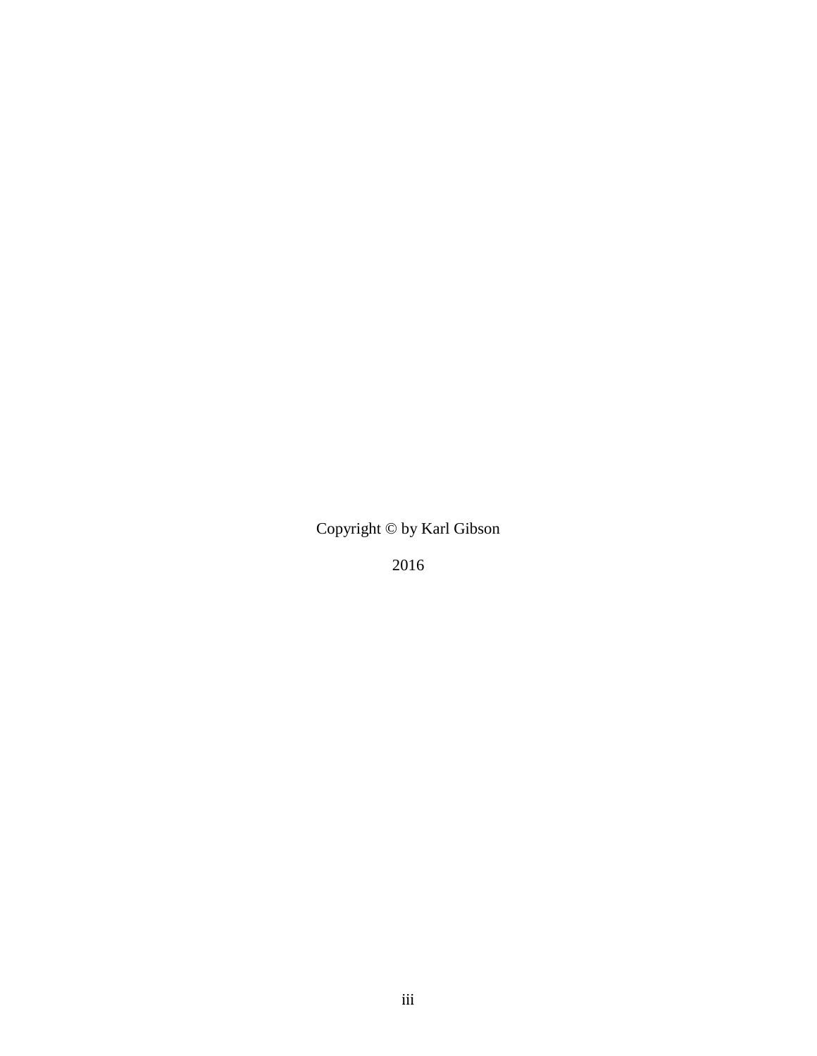Copyright © by Karl Gibson

2016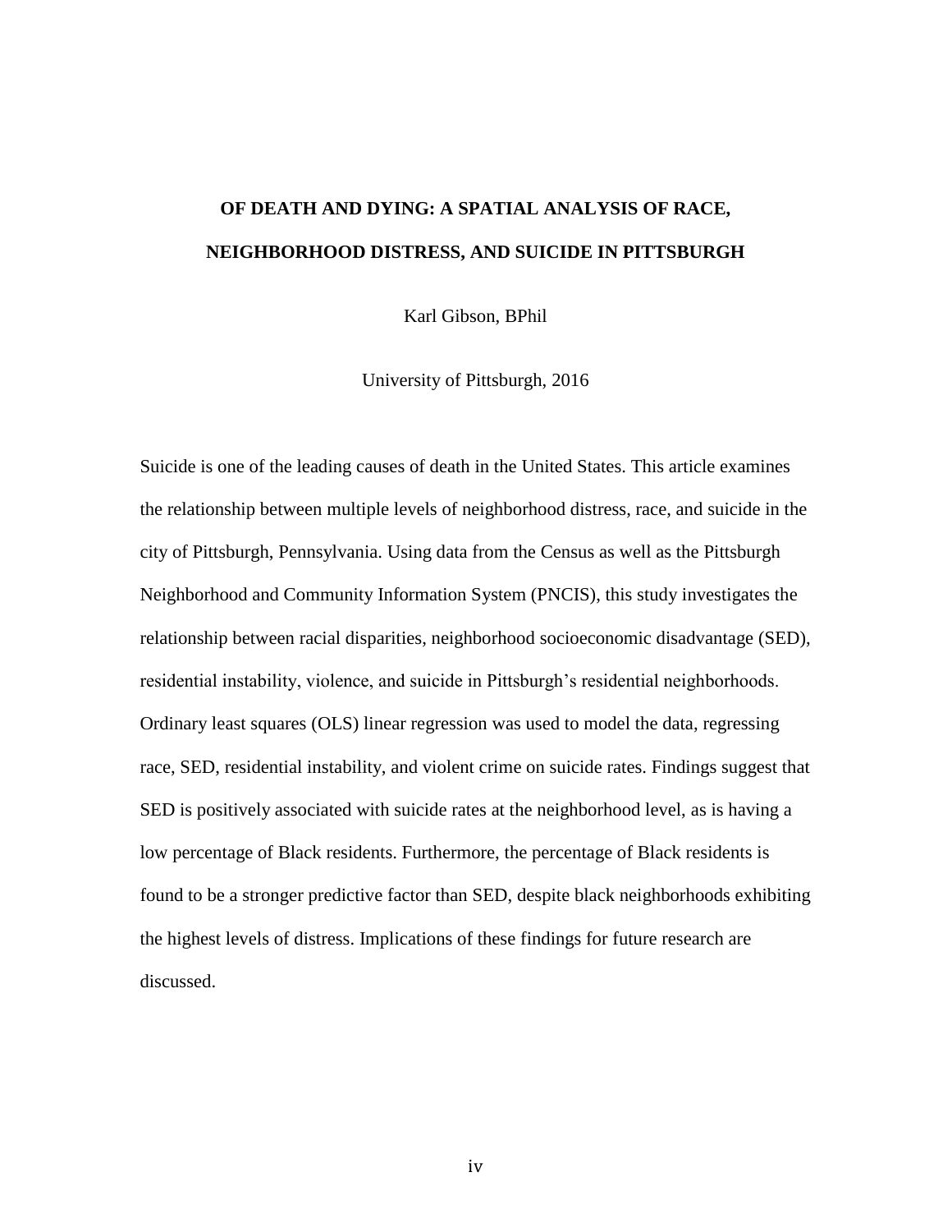**OF DEATH AND DYING: A SPATIAL ANALYSIS OF RACE, NEIGHBORHOOD DISTRESS, AND SUICIDE IN PITTSBURGH**

Karl Gibson, BPhil

University of Pittsburgh, 2016

Suicide is one of the leading causes of death in the United States. This article examines the relationship between multiple levels of neighborhood distress, race, and suicide in the city of Pittsburgh, Pennsylvania. Using data from the Census as well as the Pittsburgh Neighborhood and Community Information System (PNCIS), this study investigates the relationship between racial disparities, neighborhood socioeconomic disadvantage (SED), residential instability, violence, and suicide in Pittsburgh's residential neighborhoods. Ordinary least squares (OLS) linear regression was used to model the data, regressing race, SED, residential instability, and violent crime on suicide rates. Findings suggest that SED is positively associated with suicide rates at the neighborhood level, as is having a low percentage of Black residents. Furthermore, the percentage of Black residents is found to be a stronger predictive factor than SED, despite black neighborhoods exhibiting the highest levels of distress. Implications of these findings for future research are discussed.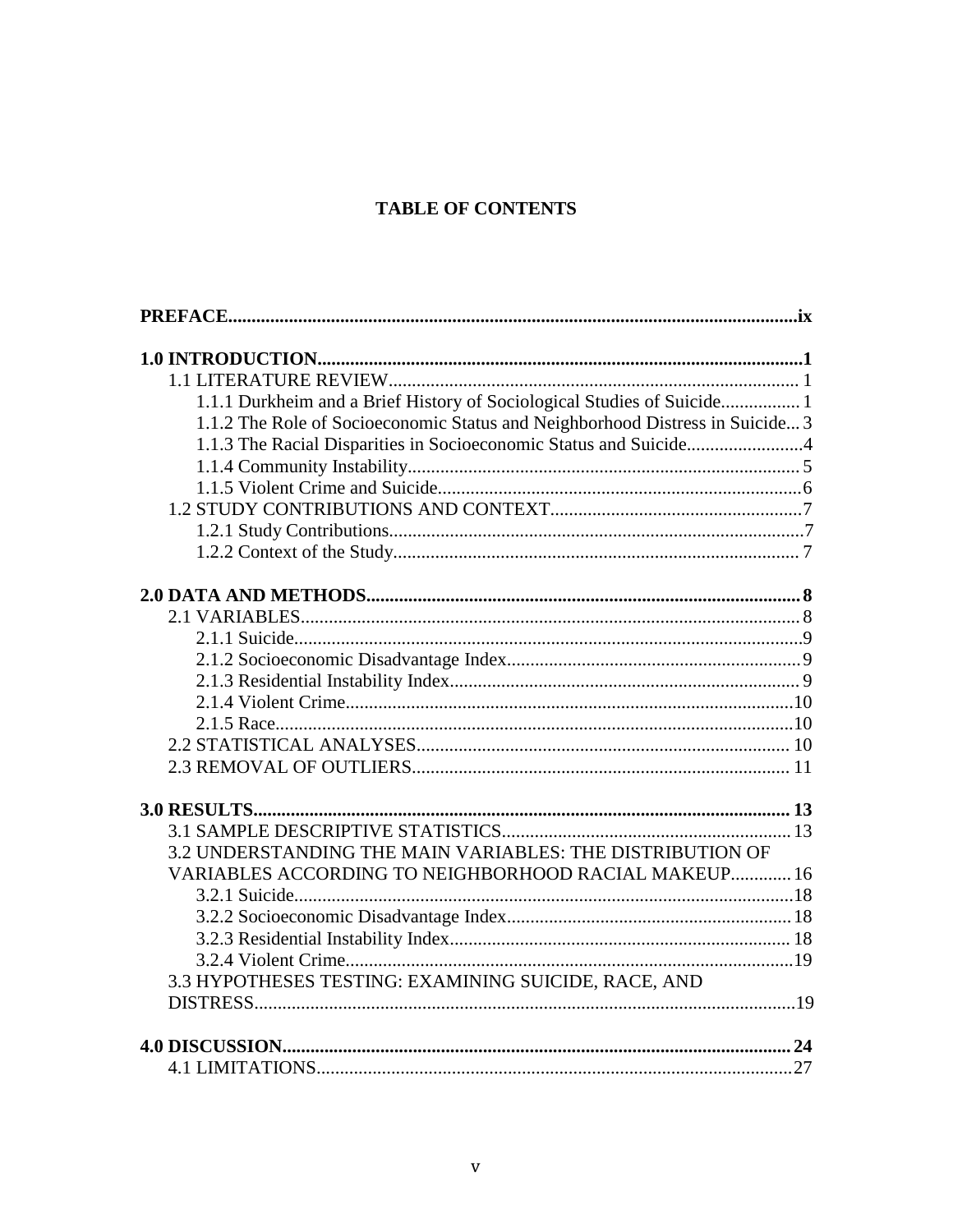# TABLE OF CONTENTS

**PREFACE......................................................................................................................ix**

**1.0 INTRODUCTION........................................................................................................1**

1.1 LITERATURE REVIEW........................................................................................ 1

1.1.1 Durkheim and a Brief History of Sociological Studies of Suicide................ 1

1.1.2 The Role of Socioeconomic Status and Neighborhood Distress in Suicide... 3

1.1.3 The Racial Disparities in Socioeconomic Status and Suicide.........................4

1.1.4 Community Instability.................................................................................... 5

1.1.5 Violent Crime and Suicide..............................................................................6

1.2 STUDY CONTRIBUTIONS AND CONTEXT......................................................7

1.2.1 Study Contributions.........................................................................................7

1.2.2 Context of the Study....................................................................................... 7

**2.0 DATA AND METHODS.............................................................................................8**

2.1 VARIABLES............................................................................................................ 8

2.1.1 Suicide.............................................................................................................9

2.1.2 Socioeconomic Disadvantage Index...............................................................9

2.1.3 Residential Instability Index.......................................................................... 9

2.1.4 Violent Crime................................................................................................10

2.1.5 Race...............................................................................................................10

2.2 STATISTICAL ANALYSES............................................................................... 10

2.3 REMOVAL OF OUTLIERS................................................................................. 11

**3.0 RESULTS.................................................................................................................. 13**

3.1 SAMPLE DESCRIPTIVE STATISTICS.............................................................. 13

3.2 UNDERSTANDING THE MAIN VARIABLES: THE DISTRIBUTION OF VARIABLES ACCORDING TO NEIGHBORHOOD RACIAL MAKEUP............. 16

3.2.1 Suicide...........................................................................................................18

3.2.2 Socioeconomic Disadvantage Index............................................................. 18

3.2.3 Residential Instability Index......................................................................... 18

3.2.4 Violent Crime................................................................................................19

3.3 HYPOTHESES TESTING: EXAMINING SUICIDE, RACE, AND DISTRESS....................................................................................................................19

**4.0 DISCUSSION............................................................................................................ 24**

4.1 LIMITATIONS......................................................................................................27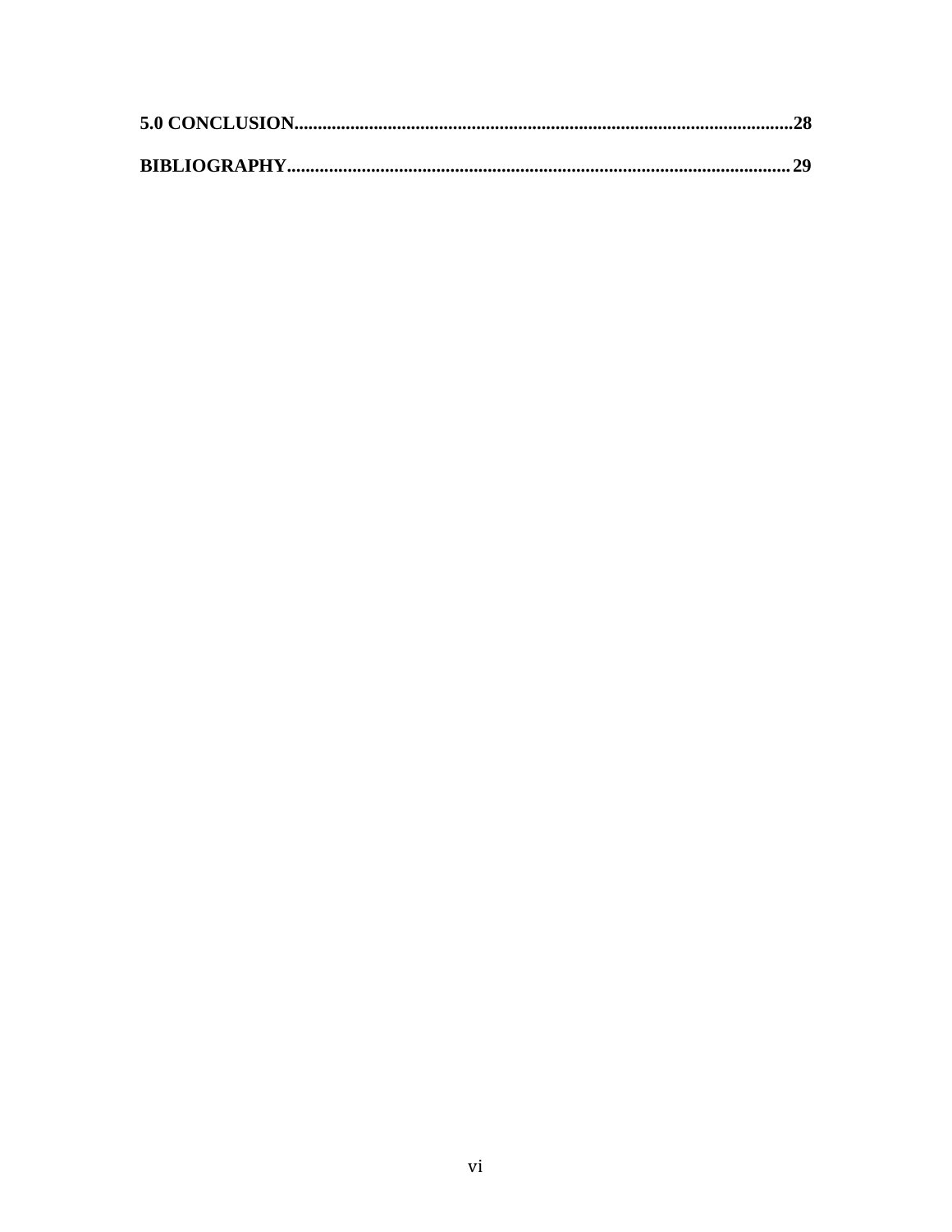**5.0 CONCLUSION..........................................................................................................28**

**BIBLIOGRAPHY.........................................................................................................29**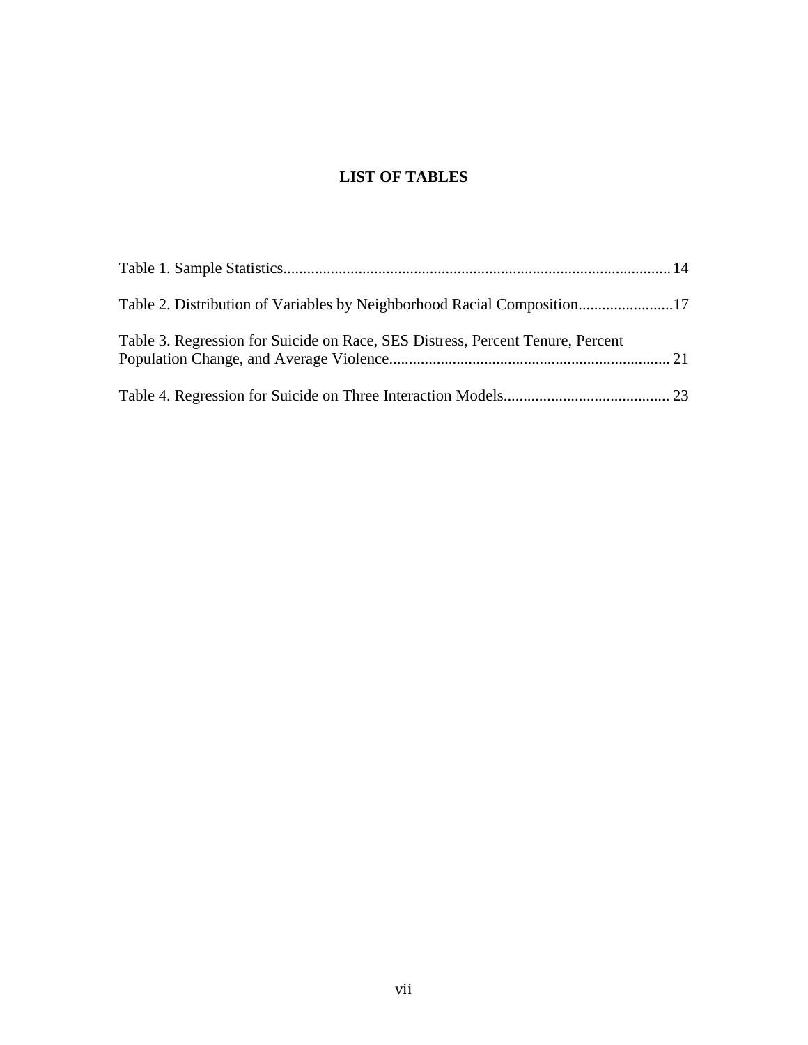# LIST OF TABLES

Table 1. Sample Statistics.................................................................................................14

Table 2. Distribution of Variables by Neighborhood Racial Composition........................17

Table 3. Regression for Suicide on Race, SES Distress, Percent Tenure, Percent Population Change, and Average Violence......................................................................21

Table 4. Regression for Suicide on Three Interaction Models..........................................23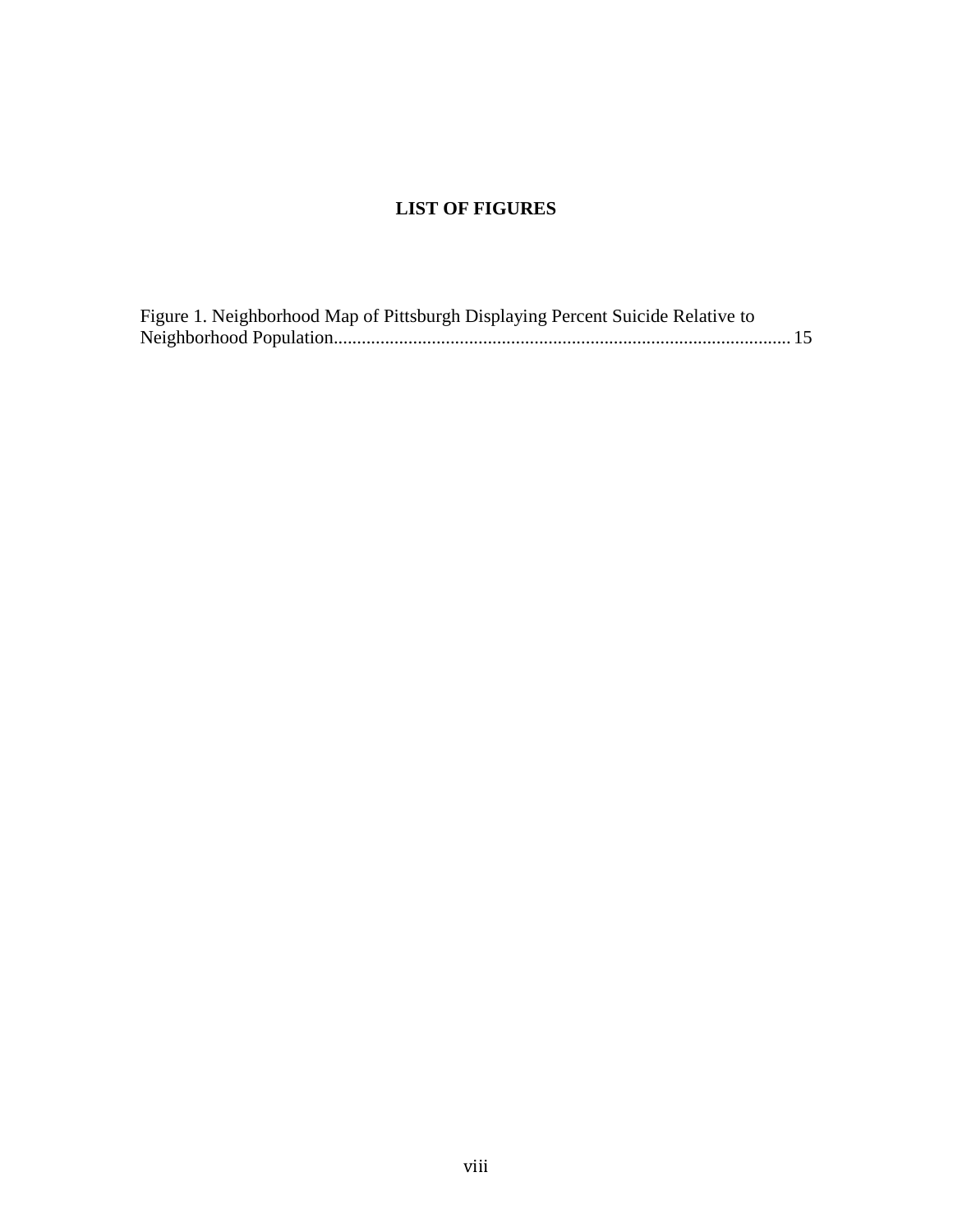# LIST OF FIGURES

Figure 1. Neighborhood Map of Pittsburgh Displaying Percent Suicide Relative to Neighborhood Population.................................................................................................. 15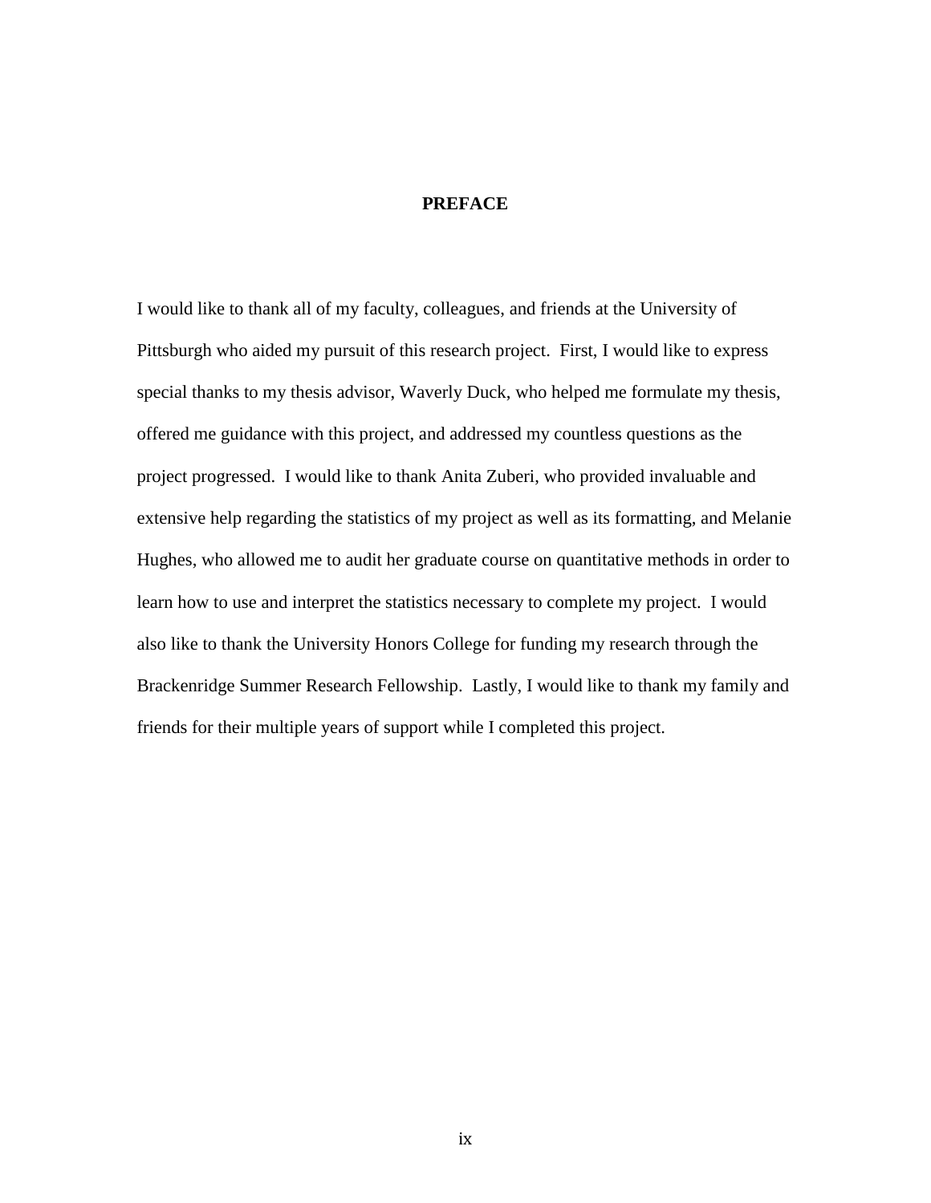# PREFACE

I would like to thank all of my faculty, colleagues, and friends at the University of Pittsburgh who aided my pursuit of this research project. First, I would like to express special thanks to my thesis advisor, Waverly Duck, who helped me formulate my thesis, offered me guidance with this project, and addressed my countless questions as the project progressed. I would like to thank Anita Zuberi, who provided invaluable and extensive help regarding the statistics of my project as well as its formatting, and Melanie Hughes, who allowed me to audit her graduate course on quantitative methods in order to learn how to use and interpret the statistics necessary to complete my project. I would also like to thank the University Honors College for funding my research through the Brackenridge Summer Research Fellowship. Lastly, I would like to thank my family and friends for their multiple years of support while I completed this project.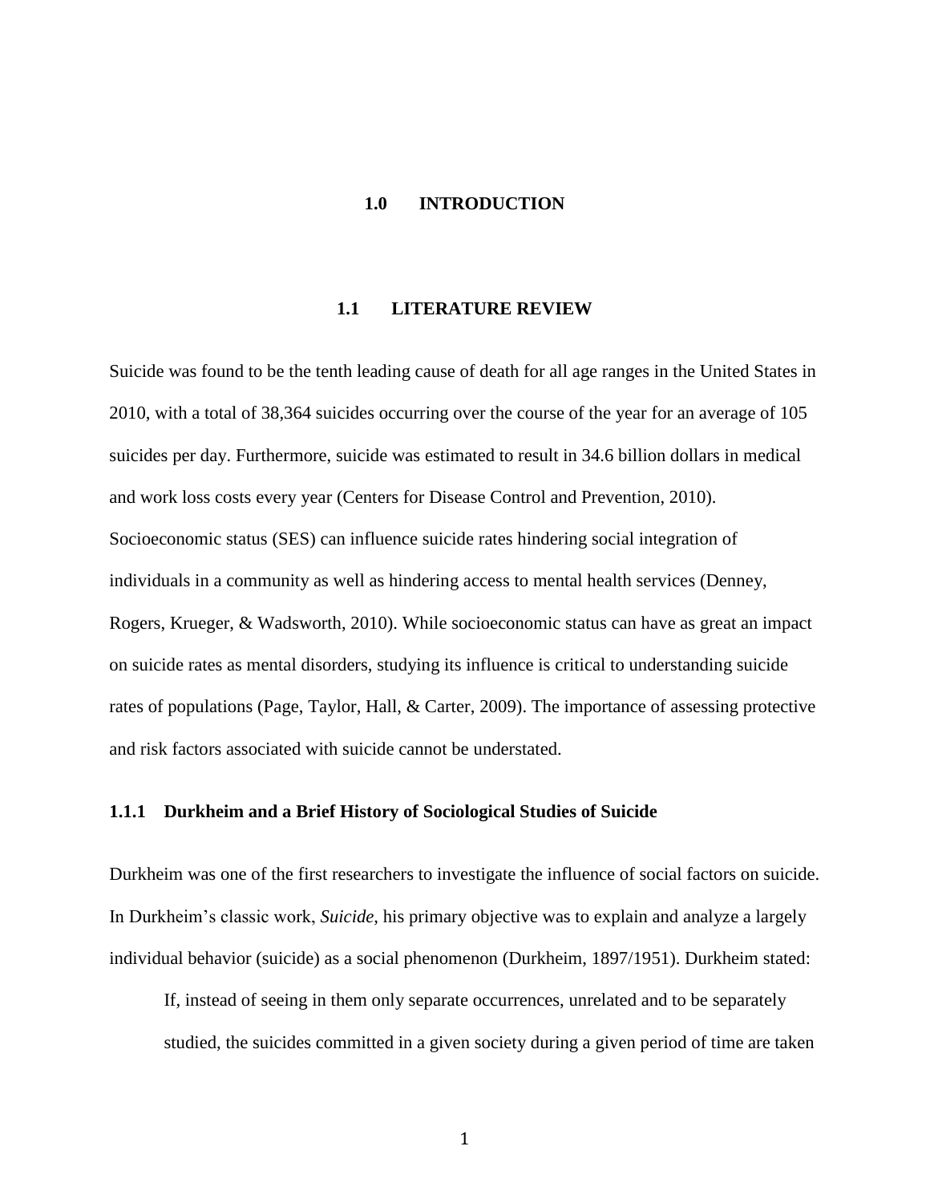# 1.0 INTRODUCTION

## 1.1 LITERATURE REVIEW

Suicide was found to be the tenth leading cause of death for all age ranges in the United States in 2010, with a total of 38,364 suicides occurring over the course of the year for an average of 105 suicides per day. Furthermore, suicide was estimated to result in 34.6 billion dollars in medical and work loss costs every year (Centers for Disease Control and Prevention, 2010). Socioeconomic status (SES) can influence suicide rates hindering social integration of individuals in a community as well as hindering access to mental health services (Denney, Rogers, Krueger, & Wadsworth, 2010). While socioeconomic status can have as great an impact on suicide rates as mental disorders, studying its influence is critical to understanding suicide rates of populations (Page, Taylor, Hall, & Carter, 2009). The importance of assessing protective and risk factors associated with suicide cannot be understated.

### 1.1.1 Durkheim and a Brief History of Sociological Studies of Suicide

Durkheim was one of the first researchers to investigate the influence of social factors on suicide. In Durkheim's classic work, *Suicide*, his primary objective was to explain and analyze a largely individual behavior (suicide) as a social phenomenon (Durkheim, 1897/1951). Durkheim stated:

> If, instead of seeing in them only separate occurrences, unrelated and to be separately studied, the suicides committed in a given society during a given period of time are taken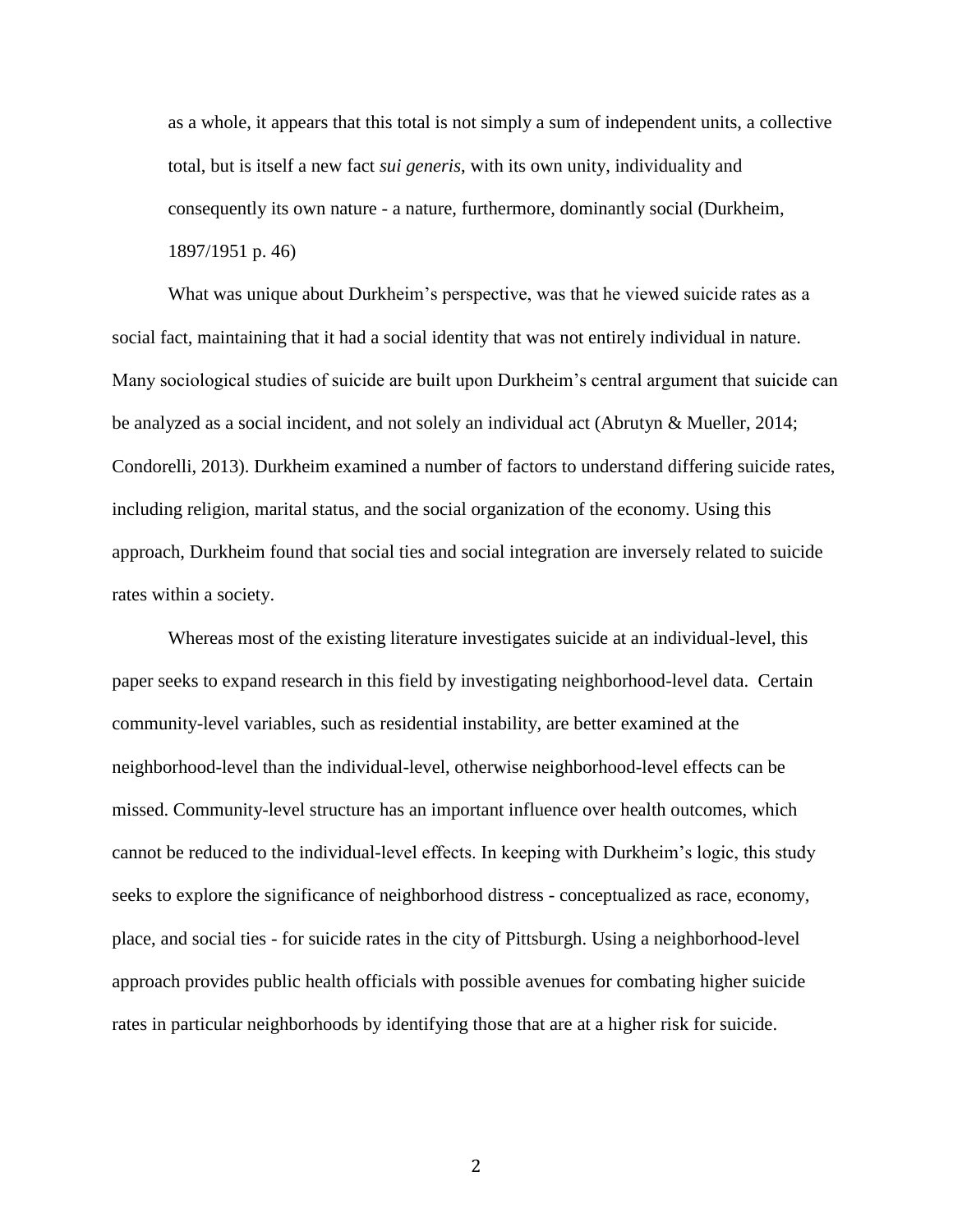> as a whole, it appears that this total is not simply a sum of independent units, a collective total, but is itself a new fact *sui generis*, with its own unity, individuality and consequently its own nature - a nature, furthermore, dominantly social (Durkheim, 1897/1951 p. 46)

What was unique about Durkheim's perspective, was that he viewed suicide rates as a social fact, maintaining that it had a social identity that was not entirely individual in nature. Many sociological studies of suicide are built upon Durkheim's central argument that suicide can be analyzed as a social incident, and not solely an individual act (Abrutyn & Mueller, 2014; Condorelli, 2013). Durkheim examined a number of factors to understand differing suicide rates, including religion, marital status, and the social organization of the economy. Using this approach, Durkheim found that social ties and social integration are inversely related to suicide rates within a society.

Whereas most of the existing literature investigates suicide at an individual-level, this paper seeks to expand research in this field by investigating neighborhood-level data. Certain community-level variables, such as residential instability, are better examined at the neighborhood-level than the individual-level, otherwise neighborhood-level effects can be missed. Community-level structure has an important influence over health outcomes, which cannot be reduced to the individual-level effects. In keeping with Durkheim's logic, this study seeks to explore the significance of neighborhood distress - conceptualized as race, economy, place, and social ties - for suicide rates in the city of Pittsburgh. Using a neighborhood-level approach provides public health officials with possible avenues for combating higher suicide rates in particular neighborhoods by identifying those that are at a higher risk for suicide.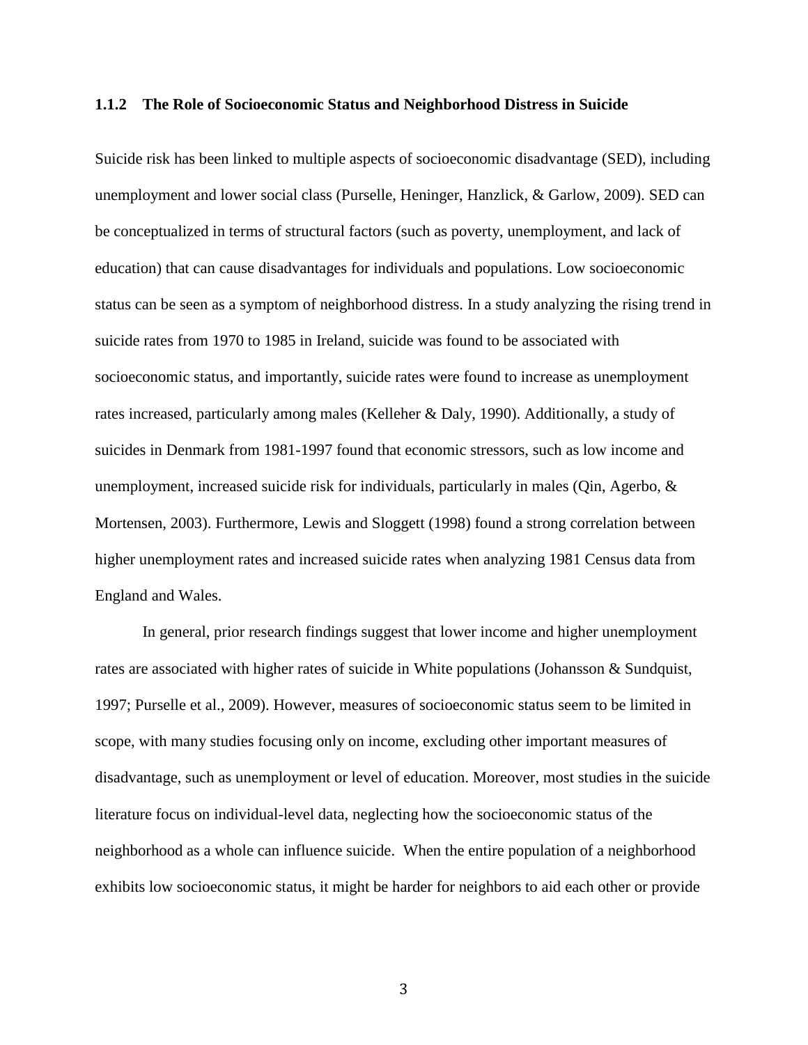### 1.1.2 The Role of Socioeconomic Status and Neighborhood Distress in Suicide

Suicide risk has been linked to multiple aspects of socioeconomic disadvantage (SED), including unemployment and lower social class (Purselle, Heninger, Hanzlick, & Garlow, 2009). SED can be conceptualized in terms of structural factors (such as poverty, unemployment, and lack of education) that can cause disadvantages for individuals and populations. Low socioeconomic status can be seen as a symptom of neighborhood distress. In a study analyzing the rising trend in suicide rates from 1970 to 1985 in Ireland, suicide was found to be associated with socioeconomic status, and importantly, suicide rates were found to increase as unemployment rates increased, particularly among males (Kelleher & Daly, 1990). Additionally, a study of suicides in Denmark from 1981-1997 found that economic stressors, such as low income and unemployment, increased suicide risk for individuals, particularly in males (Qin, Agerbo, & Mortensen, 2003). Furthermore, Lewis and Sloggett (1998) found a strong correlation between higher unemployment rates and increased suicide rates when analyzing 1981 Census data from England and Wales.

In general, prior research findings suggest that lower income and higher unemployment rates are associated with higher rates of suicide in White populations (Johansson & Sundquist, 1997; Purselle et al., 2009). However, measures of socioeconomic status seem to be limited in scope, with many studies focusing only on income, excluding other important measures of disadvantage, such as unemployment or level of education. Moreover, most studies in the suicide literature focus on individual-level data, neglecting how the socioeconomic status of the neighborhood as a whole can influence suicide. When the entire population of a neighborhood exhibits low socioeconomic status, it might be harder for neighbors to aid each other or provide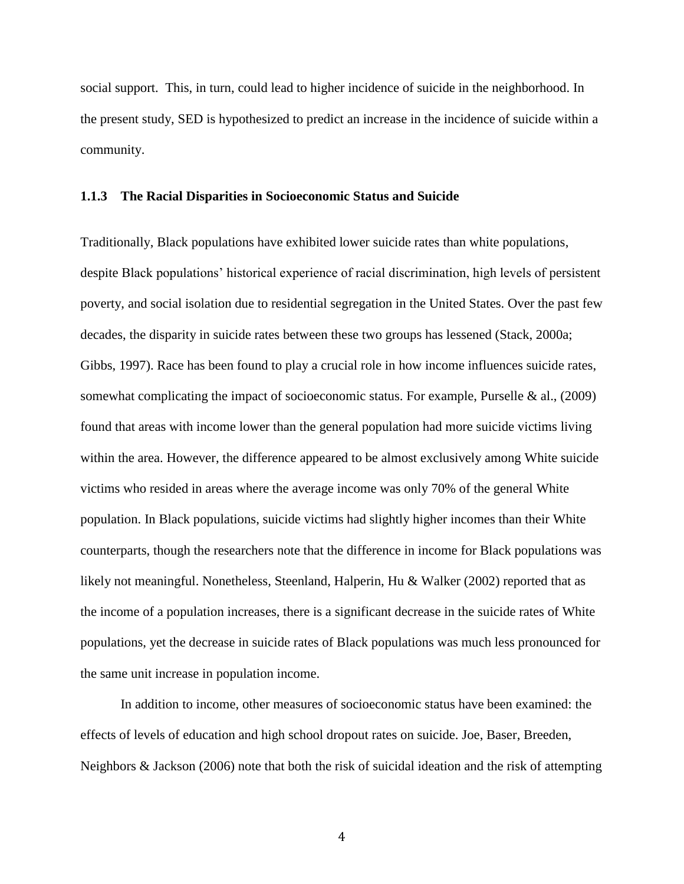social support. This, in turn, could lead to higher incidence of suicide in the neighborhood. In the present study, SED is hypothesized to predict an increase in the incidence of suicide within a community.

### 1.1.3 The Racial Disparities in Socioeconomic Status and Suicide

Traditionally, Black populations have exhibited lower suicide rates than white populations, despite Black populations' historical experience of racial discrimination, high levels of persistent poverty, and social isolation due to residential segregation in the United States. Over the past few decades, the disparity in suicide rates between these two groups has lessened (Stack, 2000a; Gibbs, 1997). Race has been found to play a crucial role in how income influences suicide rates, somewhat complicating the impact of socioeconomic status. For example, Purselle & al., (2009) found that areas with income lower than the general population had more suicide victims living within the area. However, the difference appeared to be almost exclusively among White suicide victims who resided in areas where the average income was only 70% of the general White population. In Black populations, suicide victims had slightly higher incomes than their White counterparts, though the researchers note that the difference in income for Black populations was likely not meaningful. Nonetheless, Steenland, Halperin, Hu & Walker (2002) reported that as the income of a population increases, there is a significant decrease in the suicide rates of White populations, yet the decrease in suicide rates of Black populations was much less pronounced for the same unit increase in population income.

In addition to income, other measures of socioeconomic status have been examined: the effects of levels of education and high school dropout rates on suicide. Joe, Baser, Breeden, Neighbors & Jackson (2006) note that both the risk of suicidal ideation and the risk of attempting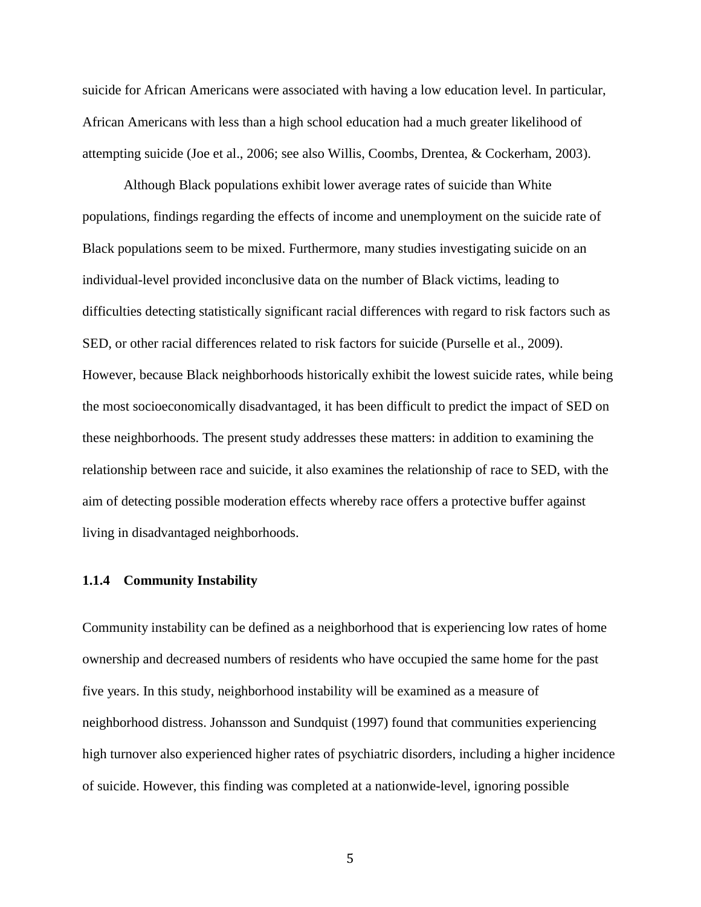suicide for African Americans were associated with having a low education level. In particular, African Americans with less than a high school education had a much greater likelihood of attempting suicide (Joe et al., 2006; see also Willis, Coombs, Drentea, & Cockerham, 2003).

Although Black populations exhibit lower average rates of suicide than White populations, findings regarding the effects of income and unemployment on the suicide rate of Black populations seem to be mixed. Furthermore, many studies investigating suicide on an individual-level provided inconclusive data on the number of Black victims, leading to difficulties detecting statistically significant racial differences with regard to risk factors such as SED, or other racial differences related to risk factors for suicide (Purselle et al., 2009). However, because Black neighborhoods historically exhibit the lowest suicide rates, while being the most socioeconomically disadvantaged, it has been difficult to predict the impact of SED on these neighborhoods. The present study addresses these matters: in addition to examining the relationship between race and suicide, it also examines the relationship of race to SED, with the aim of detecting possible moderation effects whereby race offers a protective buffer against living in disadvantaged neighborhoods.

### 1.1.4 Community Instability

Community instability can be defined as a neighborhood that is experiencing low rates of home ownership and decreased numbers of residents who have occupied the same home for the past five years. In this study, neighborhood instability will be examined as a measure of neighborhood distress. Johansson and Sundquist (1997) found that communities experiencing high turnover also experienced higher rates of psychiatric disorders, including a higher incidence of suicide. However, this finding was completed at a nationwide-level, ignoring possible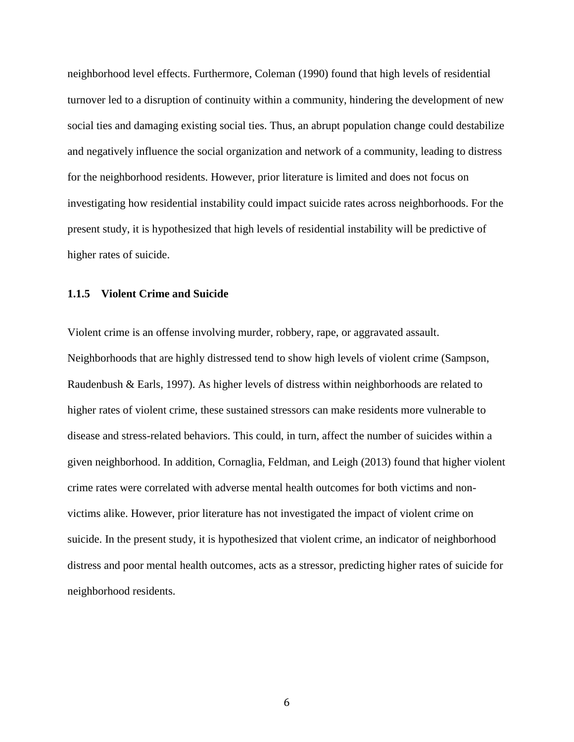neighborhood level effects. Furthermore, Coleman (1990) found that high levels of residential turnover led to a disruption of continuity within a community, hindering the development of new social ties and damaging existing social ties. Thus, an abrupt population change could destabilize and negatively influence the social organization and network of a community, leading to distress for the neighborhood residents. However, prior literature is limited and does not focus on investigating how residential instability could impact suicide rates across neighborhoods. For the present study, it is hypothesized that high levels of residential instability will be predictive of higher rates of suicide.

### 1.1.5 Violent Crime and Suicide

Violent crime is an offense involving murder, robbery, rape, or aggravated assault. Neighborhoods that are highly distressed tend to show high levels of violent crime (Sampson, Raudenbush & Earls, 1997). As higher levels of distress within neighborhoods are related to higher rates of violent crime, these sustained stressors can make residents more vulnerable to disease and stress-related behaviors. This could, in turn, affect the number of suicides within a given neighborhood. In addition, Cornaglia, Feldman, and Leigh (2013) found that higher violent crime rates were correlated with adverse mental health outcomes for both victims and non-victims alike. However, prior literature has not investigated the impact of violent crime on suicide. In the present study, it is hypothesized that violent crime, an indicator of neighborhood distress and poor mental health outcomes, acts as a stressor, predicting higher rates of suicide for neighborhood residents.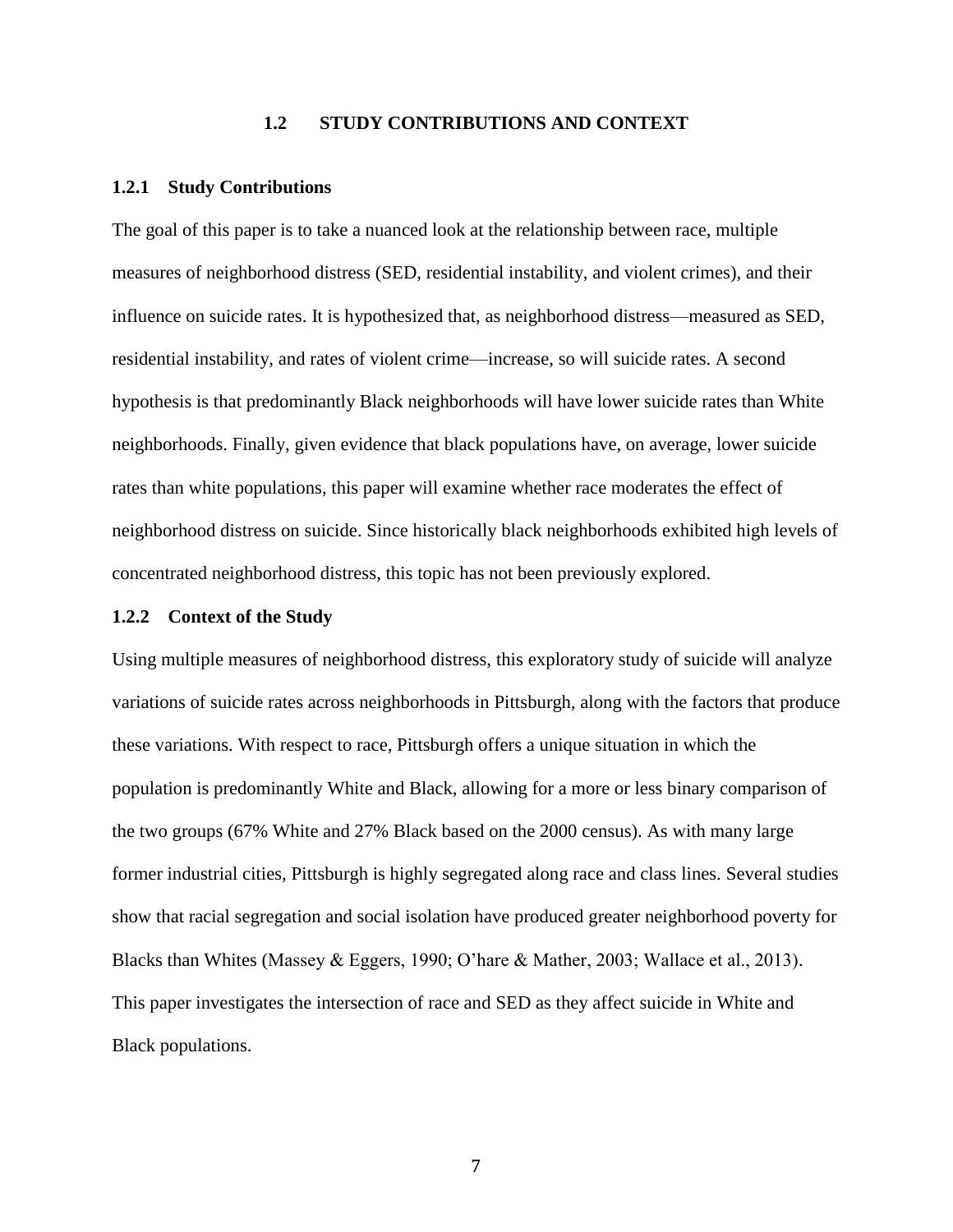## 1.2 STUDY CONTRIBUTIONS AND CONTEXT

### 1.2.1 Study Contributions

The goal of this paper is to take a nuanced look at the relationship between race, multiple measures of neighborhood distress (SED, residential instability, and violent crimes), and their influence on suicide rates. It is hypothesized that, as neighborhood distress—measured as SED, residential instability, and rates of violent crime—increase, so will suicide rates. A second hypothesis is that predominantly Black neighborhoods will have lower suicide rates than White neighborhoods. Finally, given evidence that black populations have, on average, lower suicide rates than white populations, this paper will examine whether race moderates the effect of neighborhood distress on suicide. Since historically black neighborhoods exhibited high levels of concentrated neighborhood distress, this topic has not been previously explored.

### 1.2.2 Context of the Study

Using multiple measures of neighborhood distress, this exploratory study of suicide will analyze variations of suicide rates across neighborhoods in Pittsburgh, along with the factors that produce these variations. With respect to race, Pittsburgh offers a unique situation in which the population is predominantly White and Black, allowing for a more or less binary comparison of the two groups (67% White and 27% Black based on the 2000 census). As with many large former industrial cities, Pittsburgh is highly segregated along race and class lines. Several studies show that racial segregation and social isolation have produced greater neighborhood poverty for Blacks than Whites (Massey & Eggers, 1990; O'hare & Mather, 2003; Wallace et al., 2013). This paper investigates the intersection of race and SED as they affect suicide in White and Black populations.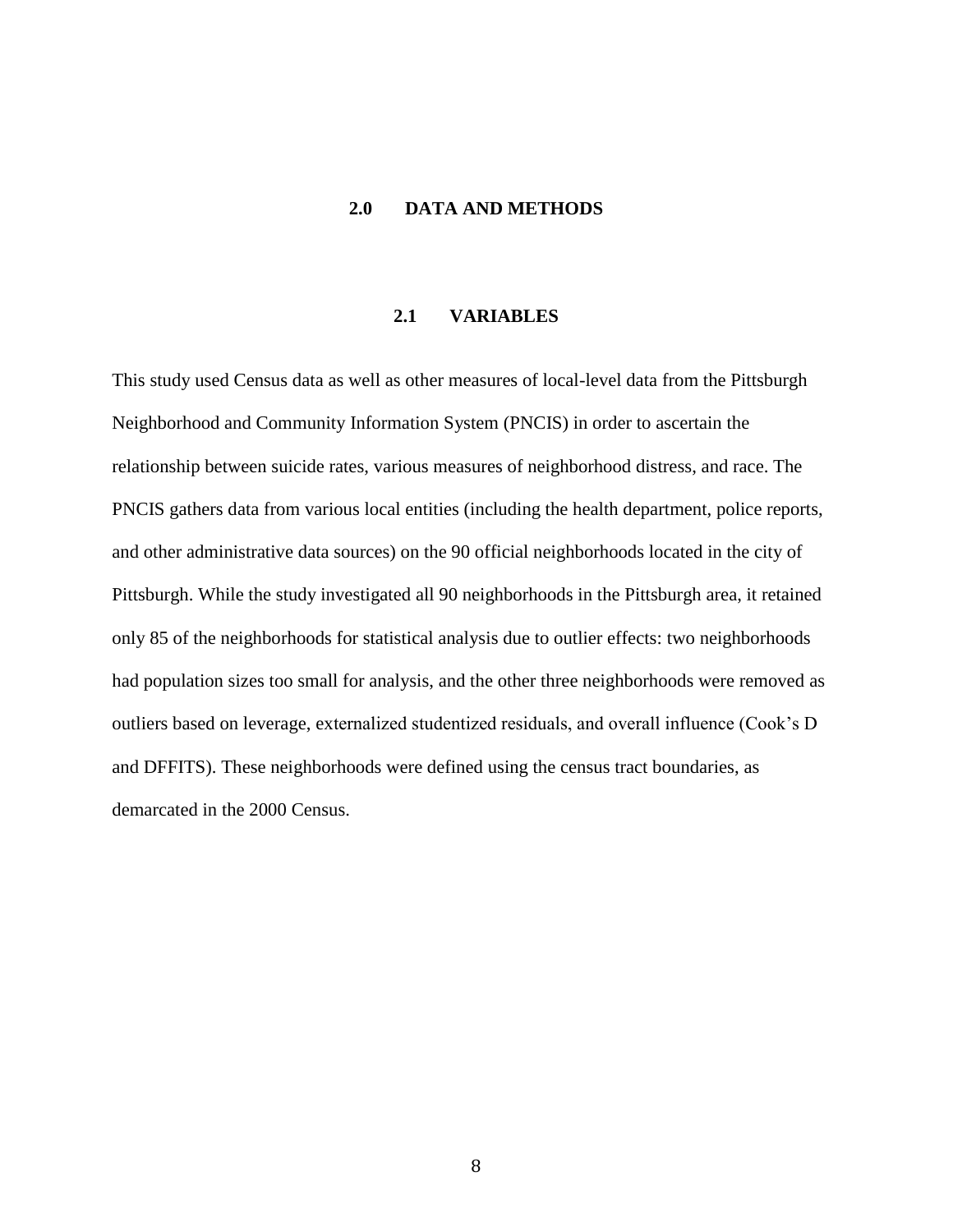# 2.0 DATA AND METHODS

## 2.1 VARIABLES

This study used Census data as well as other measures of local-level data from the Pittsburgh Neighborhood and Community Information System (PNCIS) in order to ascertain the relationship between suicide rates, various measures of neighborhood distress, and race. The PNCIS gathers data from various local entities (including the health department, police reports, and other administrative data sources) on the 90 official neighborhoods located in the city of Pittsburgh. While the study investigated all 90 neighborhoods in the Pittsburgh area, it retained only 85 of the neighborhoods for statistical analysis due to outlier effects: two neighborhoods had population sizes too small for analysis, and the other three neighborhoods were removed as outliers based on leverage, externalized studentized residuals, and overall influence (Cook's D and DFFITS). These neighborhoods were defined using the census tract boundaries, as demarcated in the 2000 Census.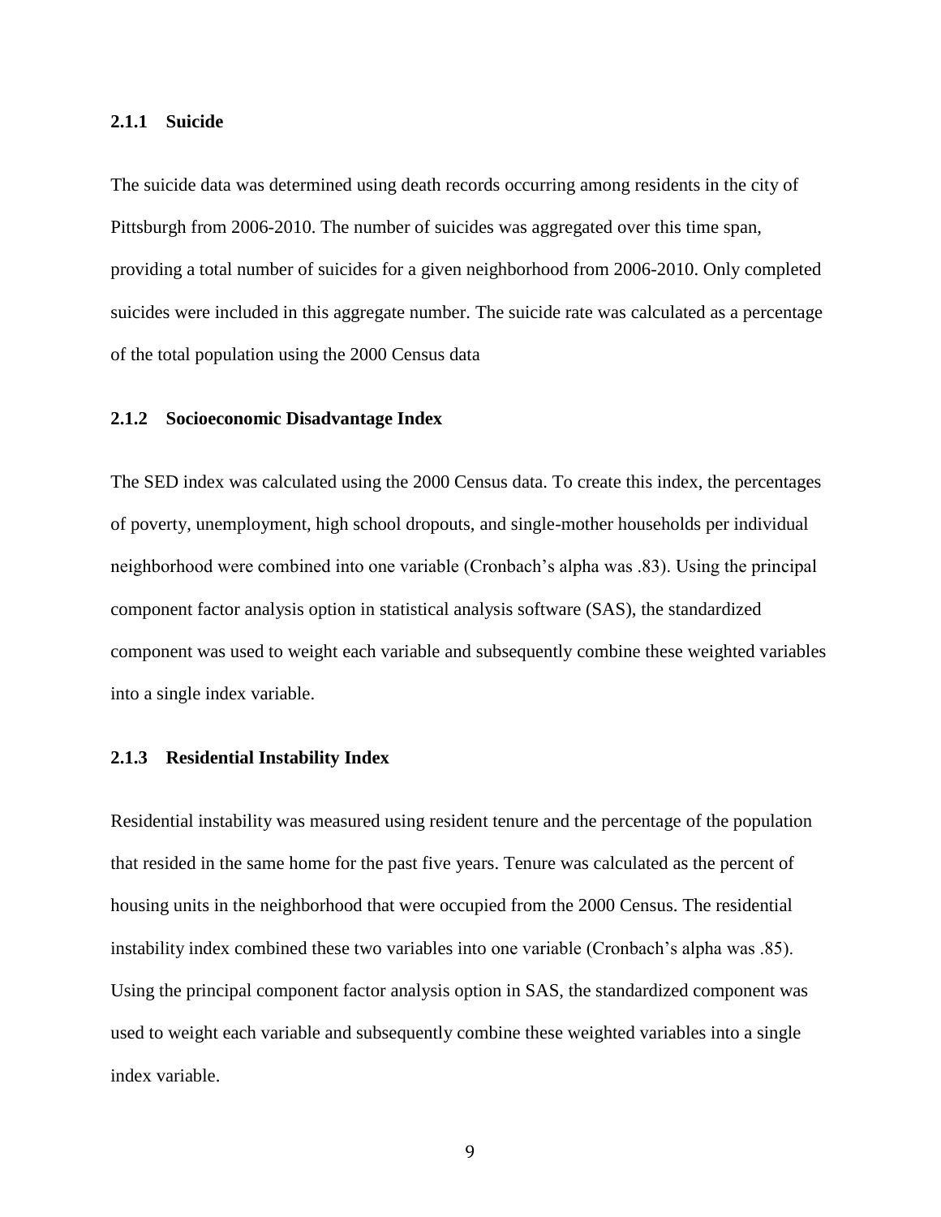### 2.1.1 Suicide

The suicide data was determined using death records occurring among residents in the city of Pittsburgh from 2006-2010. The number of suicides was aggregated over this time span, providing a total number of suicides for a given neighborhood from 2006-2010. Only completed suicides were included in this aggregate number. The suicide rate was calculated as a percentage of the total population using the 2000 Census data

### 2.1.2 Socioeconomic Disadvantage Index

The SED index was calculated using the 2000 Census data. To create this index, the percentages of poverty, unemployment, high school dropouts, and single-mother households per individual neighborhood were combined into one variable (Cronbach's alpha was .83). Using the principal component factor analysis option in statistical analysis software (SAS), the standardized component was used to weight each variable and subsequently combine these weighted variables into a single index variable.

### 2.1.3 Residential Instability Index

Residential instability was measured using resident tenure and the percentage of the population that resided in the same home for the past five years. Tenure was calculated as the percent of housing units in the neighborhood that were occupied from the 2000 Census. The residential instability index combined these two variables into one variable (Cronbach's alpha was .85). Using the principal component factor analysis option in SAS, the standardized component was used to weight each variable and subsequently combine these weighted variables into a single index variable.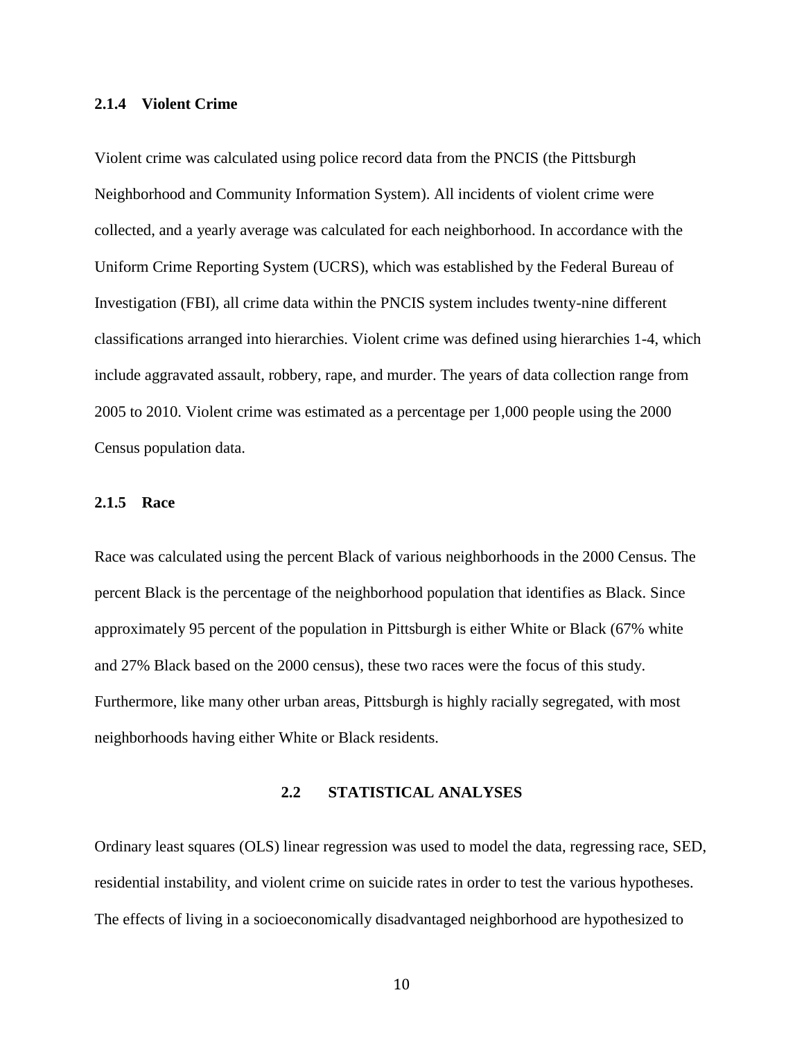### 2.1.4 Violent Crime

Violent crime was calculated using police record data from the PNCIS (the Pittsburgh Neighborhood and Community Information System). All incidents of violent crime were collected, and a yearly average was calculated for each neighborhood. In accordance with the Uniform Crime Reporting System (UCRS), which was established by the Federal Bureau of Investigation (FBI), all crime data within the PNCIS system includes twenty-nine different classifications arranged into hierarchies. Violent crime was defined using hierarchies 1-4, which include aggravated assault, robbery, rape, and murder. The years of data collection range from 2005 to 2010. Violent crime was estimated as a percentage per 1,000 people using the 2000 Census population data.

### 2.1.5 Race

Race was calculated using the percent Black of various neighborhoods in the 2000 Census. The percent Black is the percentage of the neighborhood population that identifies as Black. Since approximately 95 percent of the population in Pittsburgh is either White or Black (67% white and 27% Black based on the 2000 census), these two races were the focus of this study. Furthermore, like many other urban areas, Pittsburgh is highly racially segregated, with most neighborhoods having either White or Black residents.

## 2.2 STATISTICAL ANALYSES

Ordinary least squares (OLS) linear regression was used to model the data, regressing race, SED, residential instability, and violent crime on suicide rates in order to test the various hypotheses. The effects of living in a socioeconomically disadvantaged neighborhood are hypothesized to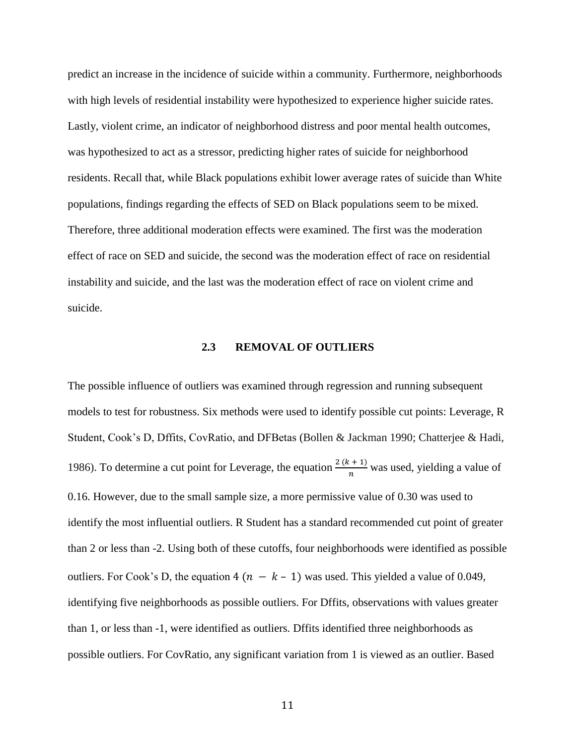predict an increase in the incidence of suicide within a community. Furthermore, neighborhoods with high levels of residential instability were hypothesized to experience higher suicide rates. Lastly, violent crime, an indicator of neighborhood distress and poor mental health outcomes, was hypothesized to act as a stressor, predicting higher rates of suicide for neighborhood residents. Recall that, while Black populations exhibit lower average rates of suicide than White populations, findings regarding the effects of SED on Black populations seem to be mixed. Therefore, three additional moderation effects were examined. The first was the moderation effect of race on SED and suicide, the second was the moderation effect of race on residential instability and suicide, and the last was the moderation effect of race on violent crime and suicide.

### 2.3 REMOVAL OF OUTLIERS

The possible influence of outliers was examined through regression and running subsequent models to test for robustness. Six methods were used to identify possible cut points: Leverage, R Student, Cook's D, Dffits, CovRatio, and DFBetas (Bollen & Jackman 1990; Chatterjee & Hadi, 1986). To determine a cut point for Leverage, the equation $\frac{2\,(k+1)}{n}$ was used, yielding a value of 0.16. However, due to the small sample size, a more permissive value of 0.30 was used to identify the most influential outliers. R Student has a standard recommended cut point of greater than 2 or less than -2. Using both of these cutoffs, four neighborhoods were identified as possible outliers. For Cook's D, the equation $4\,(n - k - 1)$ was used. This yielded a value of 0.049, identifying five neighborhoods as possible outliers. For Dffits, observations with values greater than 1, or less than -1, were identified as outliers. Dffits identified three neighborhoods as possible outliers. For CovRatio, any significant variation from 1 is viewed as an outlier. Based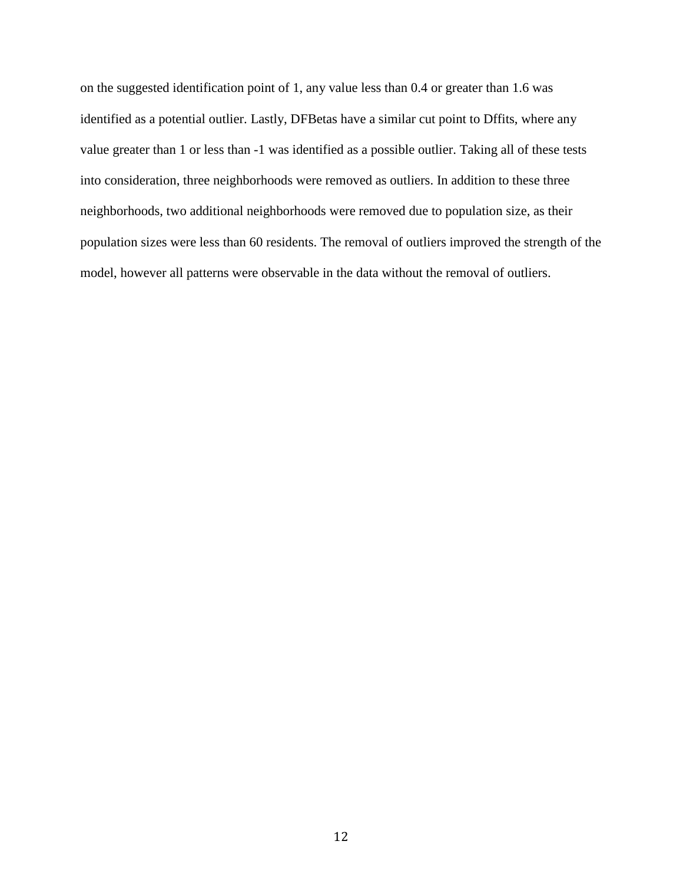on the suggested identification point of 1, any value less than 0.4 or greater than 1.6 was identified as a potential outlier. Lastly, DFBetas have a similar cut point to Dffits, where any value greater than 1 or less than -1 was identified as a possible outlier. Taking all of these tests into consideration, three neighborhoods were removed as outliers. In addition to these three neighborhoods, two additional neighborhoods were removed due to population size, as their population sizes were less than 60 residents. The removal of outliers improved the strength of the model, however all patterns were observable in the data without the removal of outliers.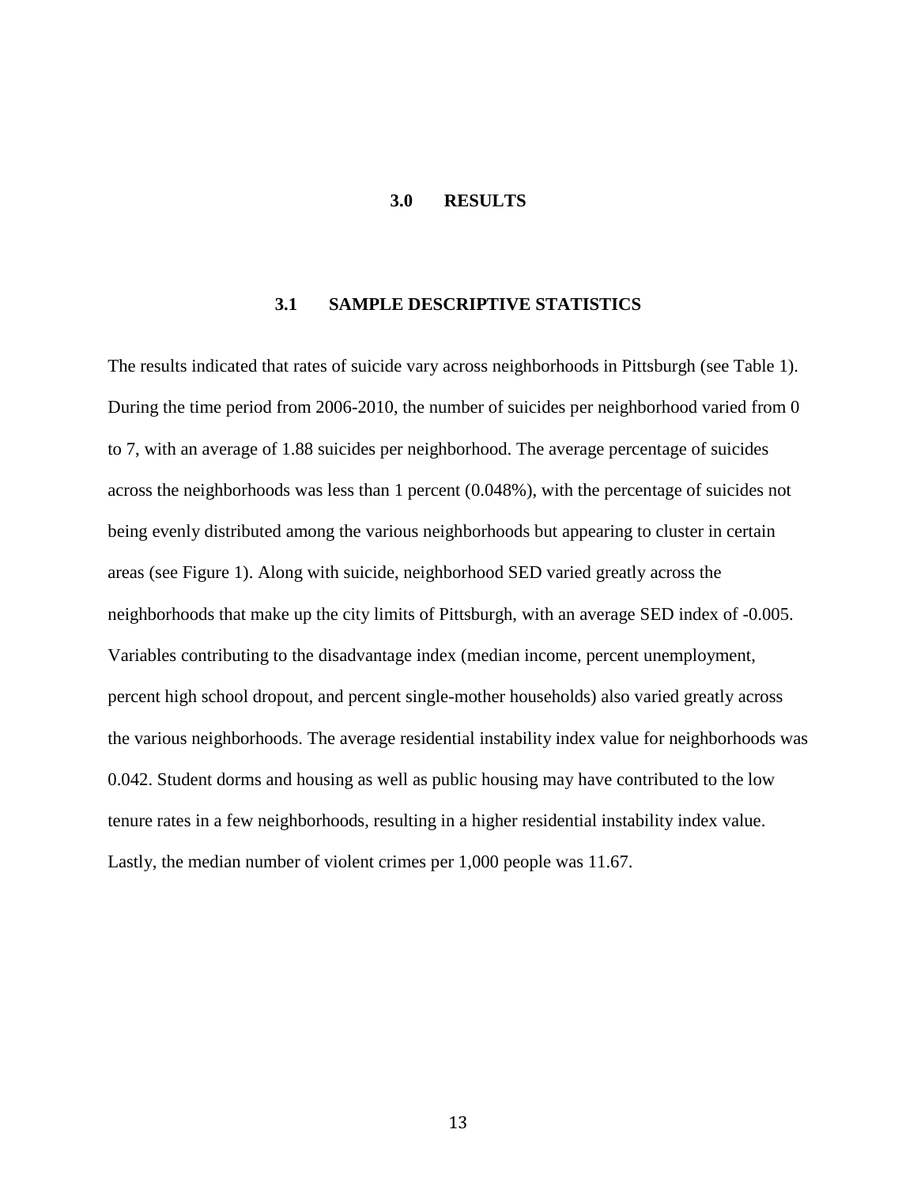# 3.0 RESULTS

## 3.1 SAMPLE DESCRIPTIVE STATISTICS

The results indicated that rates of suicide vary across neighborhoods in Pittsburgh (see Table 1). During the time period from 2006-2010, the number of suicides per neighborhood varied from 0 to 7, with an average of 1.88 suicides per neighborhood. The average percentage of suicides across the neighborhoods was less than 1 percent (0.048%), with the percentage of suicides not being evenly distributed among the various neighborhoods but appearing to cluster in certain areas (see Figure 1). Along with suicide, neighborhood SED varied greatly across the neighborhoods that make up the city limits of Pittsburgh, with an average SED index of -0.005. Variables contributing to the disadvantage index (median income, percent unemployment, percent high school dropout, and percent single-mother households) also varied greatly across the various neighborhoods. The average residential instability index value for neighborhoods was 0.042. Student dorms and housing as well as public housing may have contributed to the low tenure rates in a few neighborhoods, resulting in a higher residential instability index value. Lastly, the median number of violent crimes per 1,000 people was 11.67.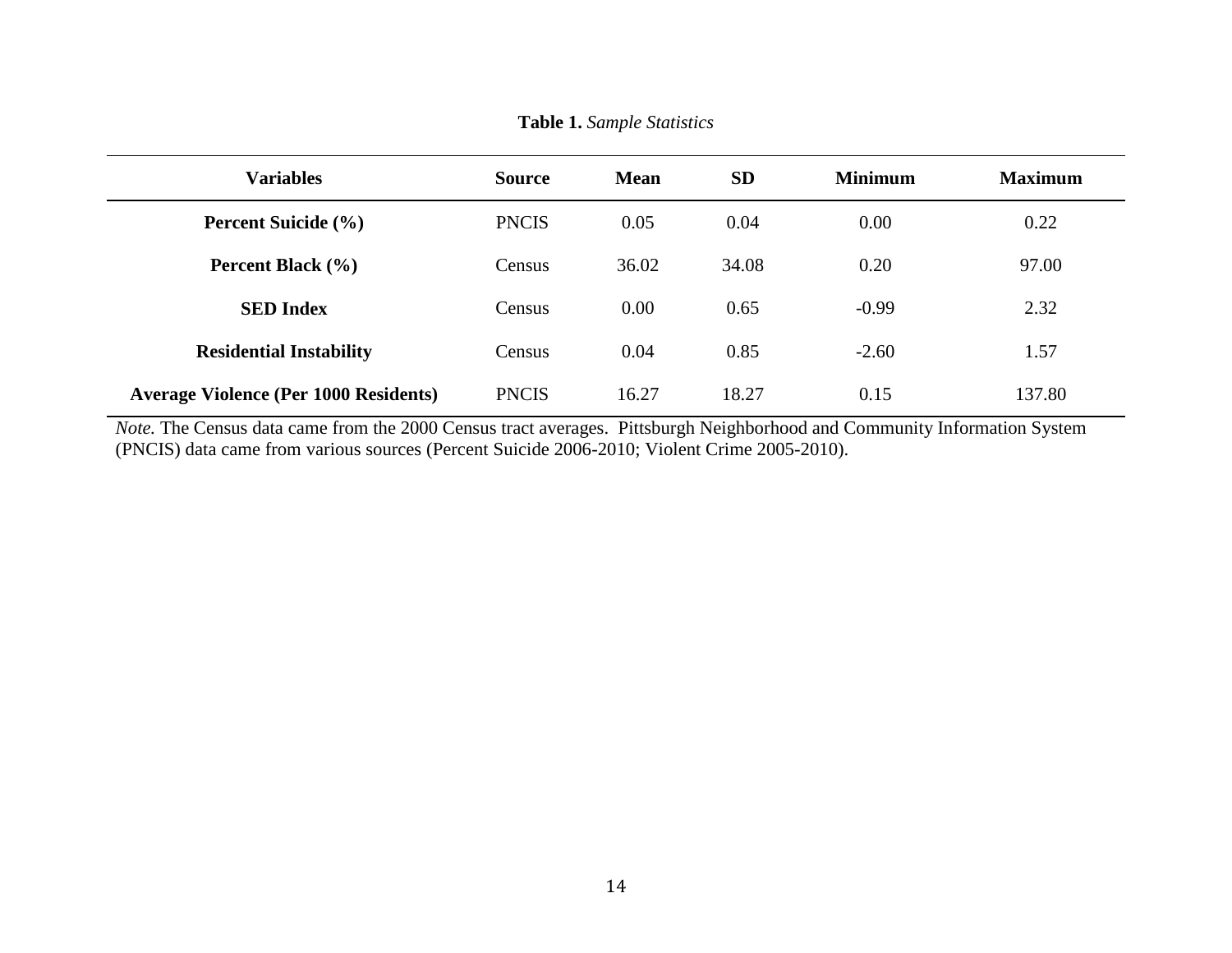**Table 1.** *Sample Statistics*

| Variables | Source | Mean | SD | Minimum | Maximum |
|---|---|---|---|---|---|
| **Percent Suicide (%)** | PNCIS | 0.05 | 0.04 | 0.00 | 0.22 |
| **Percent Black (%)** | Census | 36.02 | 34.08 | 0.20 | 97.00 |
| **SED Index** | Census | 0.00 | 0.65 | -0.99 | 2.32 |
| **Residential Instability** | Census | 0.04 | 0.85 | -2.60 | 1.57 |
| **Average Violence (Per 1000 Residents)** | PNCIS | 16.27 | 18.27 | 0.15 | 137.80 |

*Note.* The Census data came from the 2000 Census tract averages. Pittsburgh Neighborhood and Community Information System (PNCIS) data came from various sources (Percent Suicide 2006-2010; Violent Crime 2005-2010).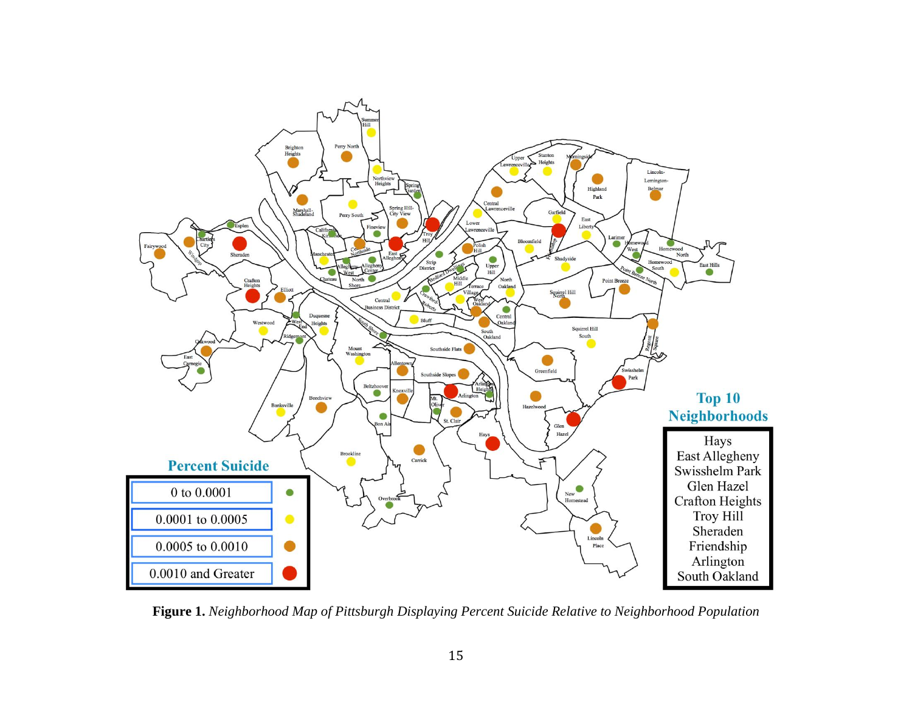**Figure 1.** *Neighborhood Map of Pittsburgh Displaying Percent Suicide Relative to Neighborhood Population*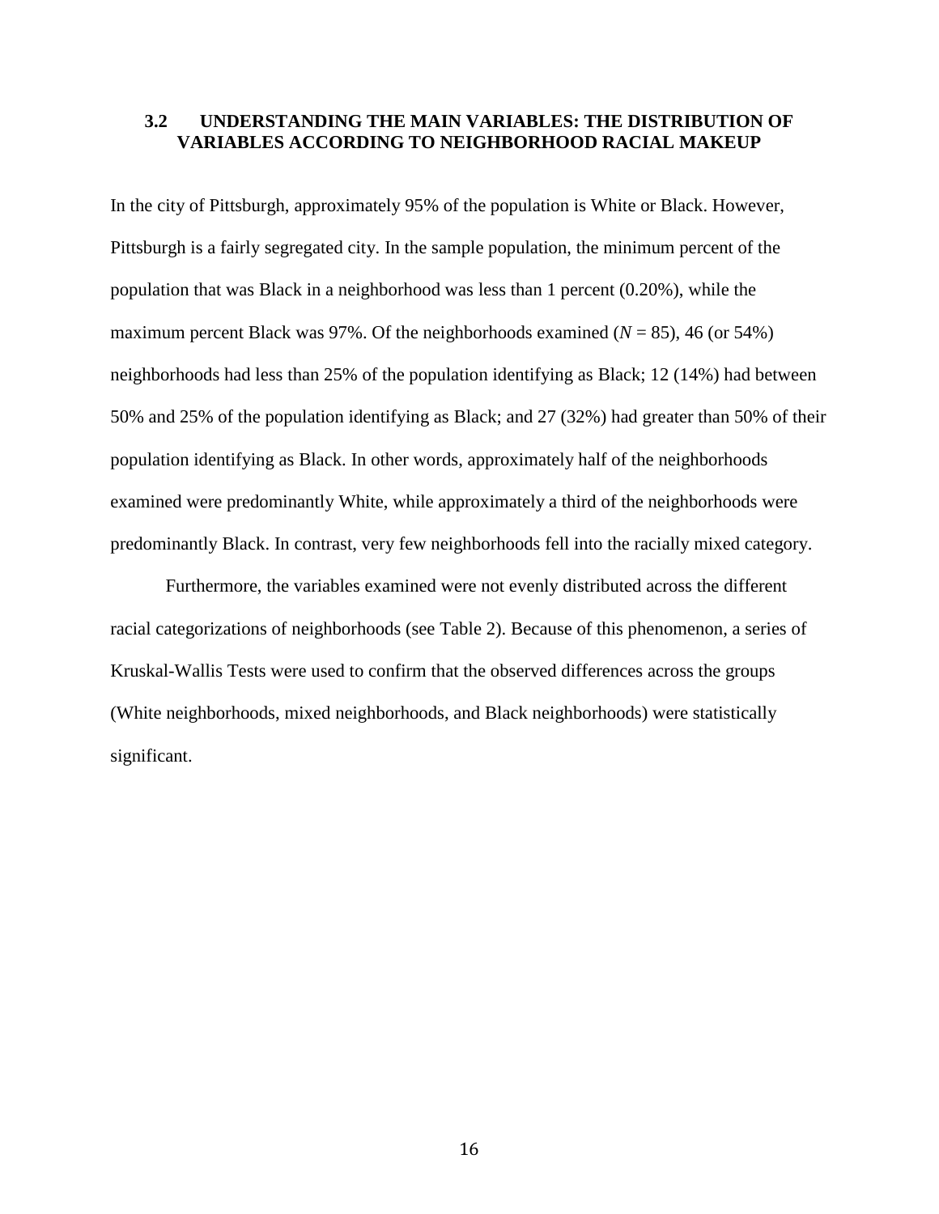### 3.2 UNDERSTANDING THE MAIN VARIABLES: THE DISTRIBUTION OF VARIABLES ACCORDING TO NEIGHBORHOOD RACIAL MAKEUP

In the city of Pittsburgh, approximately 95% of the population is White or Black. However, Pittsburgh is a fairly segregated city. In the sample population, the minimum percent of the population that was Black in a neighborhood was less than 1 percent (0.20%), while the maximum percent Black was 97%. Of the neighborhoods examined ($N$ = 85), 46 (or 54%) neighborhoods had less than 25% of the population identifying as Black; 12 (14%) had between 50% and 25% of the population identifying as Black; and 27 (32%) had greater than 50% of their population identifying as Black. In other words, approximately half of the neighborhoods examined were predominantly White, while approximately a third of the neighborhoods were predominantly Black. In contrast, very few neighborhoods fell into the racially mixed category.

Furthermore, the variables examined were not evenly distributed across the different racial categorizations of neighborhoods (see Table 2). Because of this phenomenon, a series of Kruskal-Wallis Tests were used to confirm that the observed differences across the groups (White neighborhoods, mixed neighborhoods, and Black neighborhoods) were statistically significant.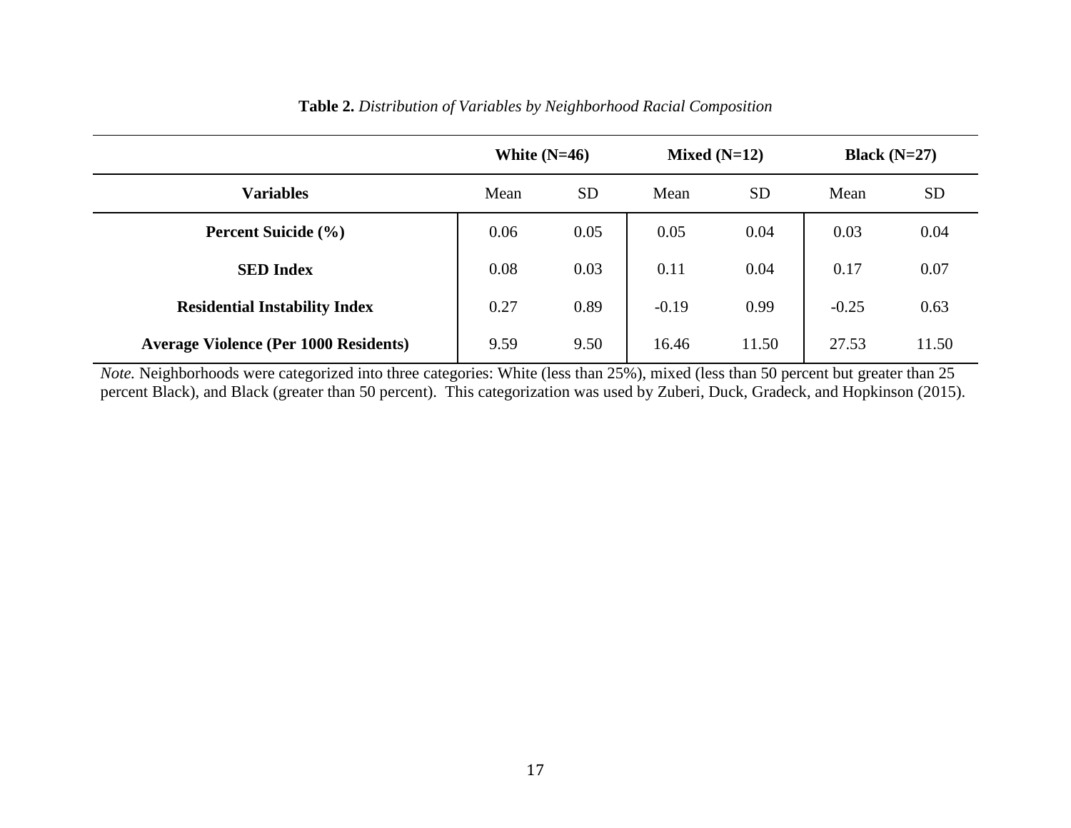**Table 2.** *Distribution of Variables by Neighborhood Racial Composition*

| | White (N=46) | | Mixed (N=12) | | Black (N=27) | |
|---|---|---|---|---|---|---|
| **Variables** | Mean | SD | Mean | SD | Mean | SD |
| **Percent Suicide (%)** | 0.06 | 0.05 | 0.05 | 0.04 | 0.03 | 0.04 |
| **SED Index** | 0.08 | 0.03 | 0.11 | 0.04 | 0.17 | 0.07 |
| **Residential Instability Index** | 0.27 | 0.89 | -0.19 | 0.99 | -0.25 | 0.63 |
| **Average Violence (Per 1000 Residents)** | 9.59 | 9.50 | 16.46 | 11.50 | 27.53 | 11.50 |

*Note.* Neighborhoods were categorized into three categories: White (less than 25%), mixed (less than 50 percent but greater than 25 percent Black), and Black (greater than 50 percent). This categorization was used by Zuberi, Duck, Gradeck, and Hopkinson (2015).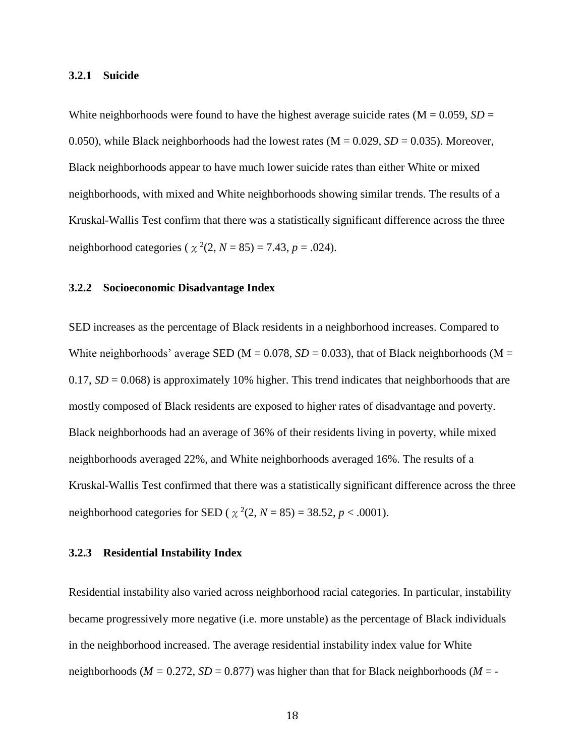### 3.2.1 Suicide

White neighborhoods were found to have the highest average suicide rates (M = 0.059, *SD* = 0.050), while Black neighborhoods had the lowest rates (M = 0.029, *SD* = 0.035). Moreover, Black neighborhoods appear to have much lower suicide rates than either White or mixed neighborhoods, with mixed and White neighborhoods showing similar trends. The results of a Kruskal-Wallis Test confirm that there was a statistically significant difference across the three neighborhood categories ( $\chi^2(2, N = 85) = 7.43$, $p = .024$).

### 3.2.2 Socioeconomic Disadvantage Index

SED increases as the percentage of Black residents in a neighborhood increases. Compared to White neighborhoods' average SED (M = 0.078, *SD* = 0.033), that of Black neighborhoods (M = 0.17, *SD* = 0.068) is approximately 10% higher. This trend indicates that neighborhoods that are mostly composed of Black residents are exposed to higher rates of disadvantage and poverty. Black neighborhoods had an average of 36% of their residents living in poverty, while mixed neighborhoods averaged 22%, and White neighborhoods averaged 16%. The results of a Kruskal-Wallis Test confirmed that there was a statistically significant difference across the three neighborhood categories for SED ( $\chi^2(2, N = 85) = 38.52$, $p < .0001$).

### 3.2.3 Residential Instability Index

Residential instability also varied across neighborhood racial categories. In particular, instability became progressively more negative (i.e. more unstable) as the percentage of Black individuals in the neighborhood increased. The average residential instability index value for White neighborhoods (*M =* 0.272, *SD* = 0.877) was higher than that for Black neighborhoods (*M* = -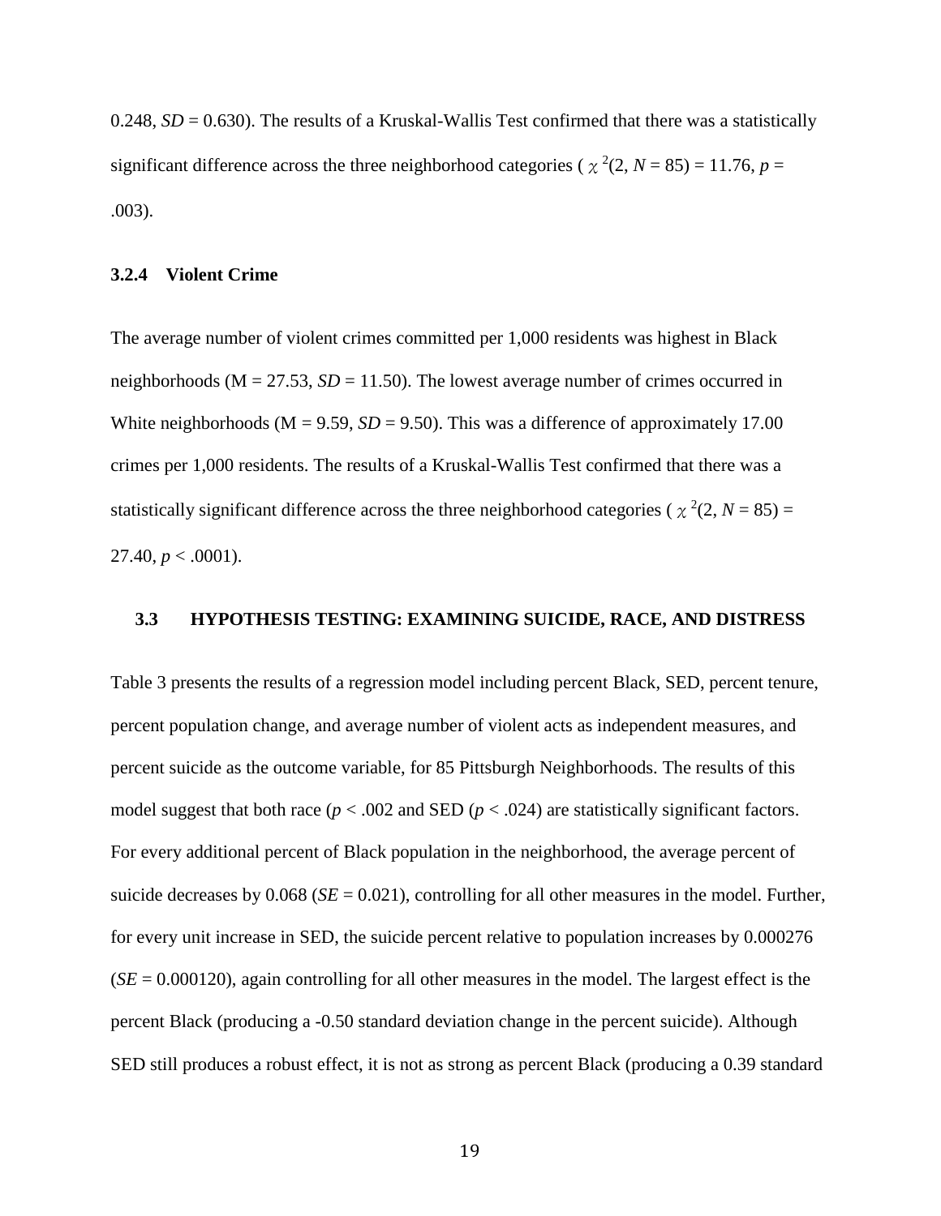0.248, *SD* = 0.630). The results of a Kruskal-Wallis Test confirmed that there was a statistically significant difference across the three neighborhood categories ( $\chi^2(2, N = 85) = 11.76$, $p = .003$).

### 3.2.4 Violent Crime

The average number of violent crimes committed per 1,000 residents was highest in Black neighborhoods (M = 27.53, *SD* = 11.50). The lowest average number of crimes occurred in White neighborhoods (M = 9.59, *SD* = 9.50). This was a difference of approximately 17.00 crimes per 1,000 residents. The results of a Kruskal-Wallis Test confirmed that there was a statistically significant difference across the three neighborhood categories ( $\chi^2(2, N = 85) = 27.40$, $p < .0001$).

## 3.3 HYPOTHESIS TESTING: EXAMINING SUICIDE, RACE, AND DISTRESS

Table 3 presents the results of a regression model including percent Black, SED, percent tenure, percent population change, and average number of violent acts as independent measures, and percent suicide as the outcome variable, for 85 Pittsburgh Neighborhoods. The results of this model suggest that both race ($p < .002$ and SED ($p < .024$) are statistically significant factors. For every additional percent of Black population in the neighborhood, the average percent of suicide decreases by 0.068 (*SE* = 0.021), controlling for all other measures in the model. Further, for every unit increase in SED, the suicide percent relative to population increases by 0.000276 (*SE* = 0.000120), again controlling for all other measures in the model. The largest effect is the percent Black (producing a -0.50 standard deviation change in the percent suicide). Although SED still produces a robust effect, it is not as strong as percent Black (producing a 0.39 standard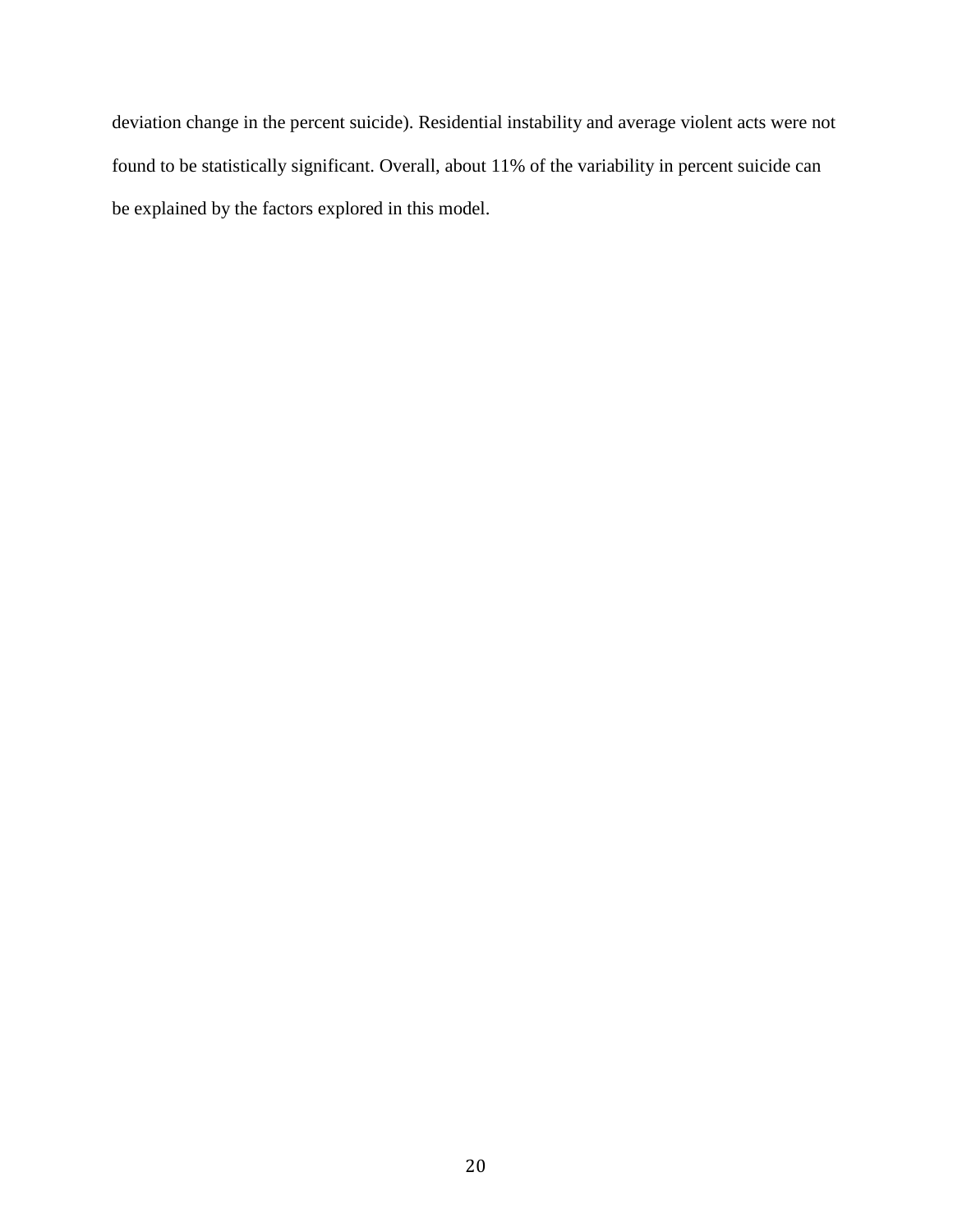deviation change in the percent suicide). Residential instability and average violent acts were not found to be statistically significant. Overall, about 11% of the variability in percent suicide can be explained by the factors explored in this model.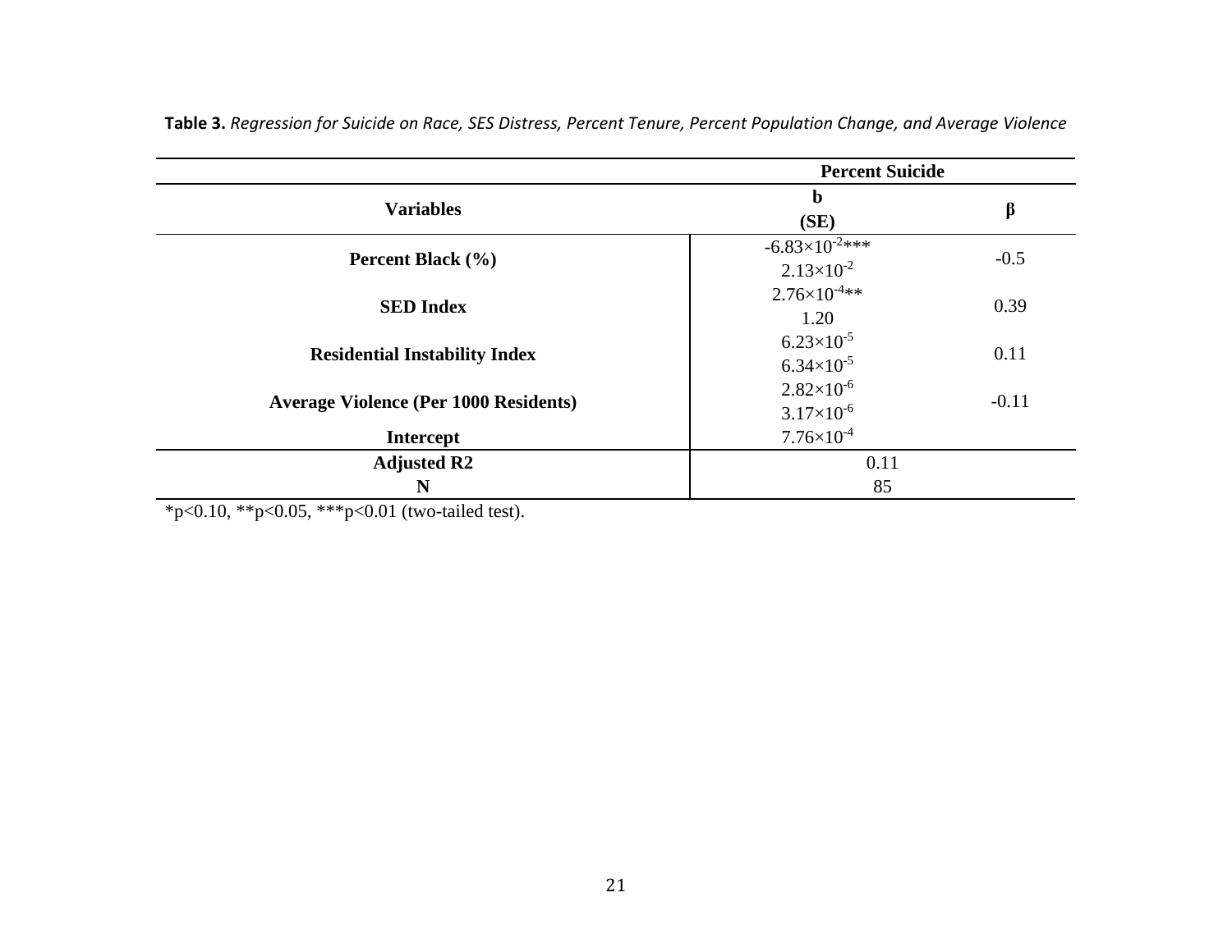**Table 3.** *Regression for Suicide on Race, SES Distress, Percent Tenure, Percent Population Change, and Average Violence*

| | Percent Suicide | |
|---|---|---|
| **Variables** | **b (SE)** | **β** |
| **Percent Black (%)** | $-6.83\times10^{-2}$*** <br> $2.13\times10^{-2}$ | -0.5 |
| **SED Index** | $2.76\times10^{-4}$** <br> 1.20 | 0.39 |
| **Residential Instability Index** | $6.23\times10^{-5}$ <br> $6.34\times10^{-5}$ | 0.11 |
| **Average Violence (Per 1000 Residents)** | $2.82\times10^{-6}$ <br> $3.17\times10^{-6}$ | -0.11 |
| **Intercept** | $7.76\times10^{-4}$ | |
| **Adjusted R2** | 0.11 | |
| **N** | 85 | |

*p<0.10, **p<0.05, ***p<0.01 (two-tailed test).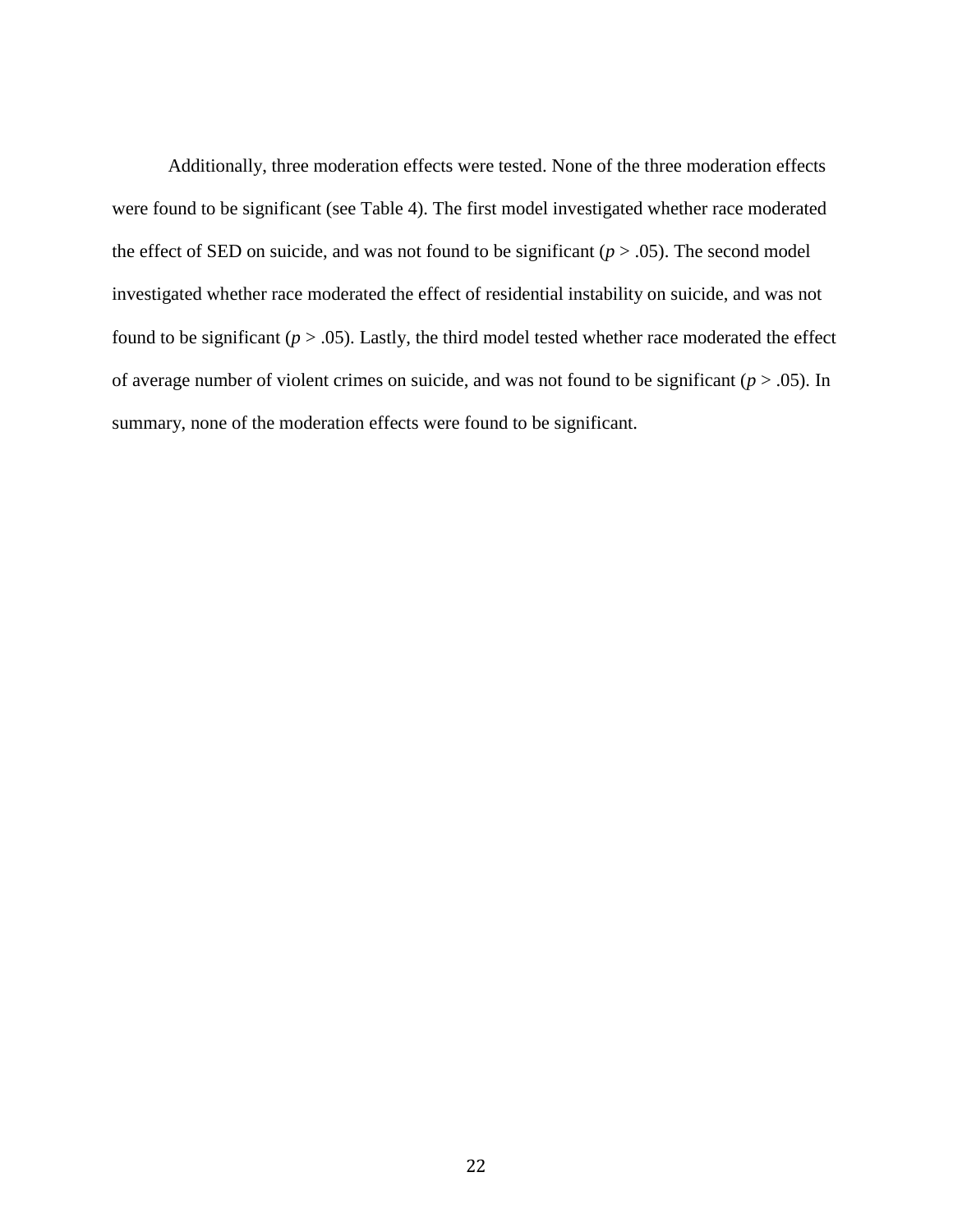Additionally, three moderation effects were tested. None of the three moderation effects were found to be significant (see Table 4). The first model investigated whether race moderated the effect of SED on suicide, and was not found to be significant ($p > .05$). The second model investigated whether race moderated the effect of residential instability on suicide, and was not found to be significant ($p > .05$). Lastly, the third model tested whether race moderated the effect of average number of violent crimes on suicide, and was not found to be significant ($p > .05$). In summary, none of the moderation effects were found to be significant.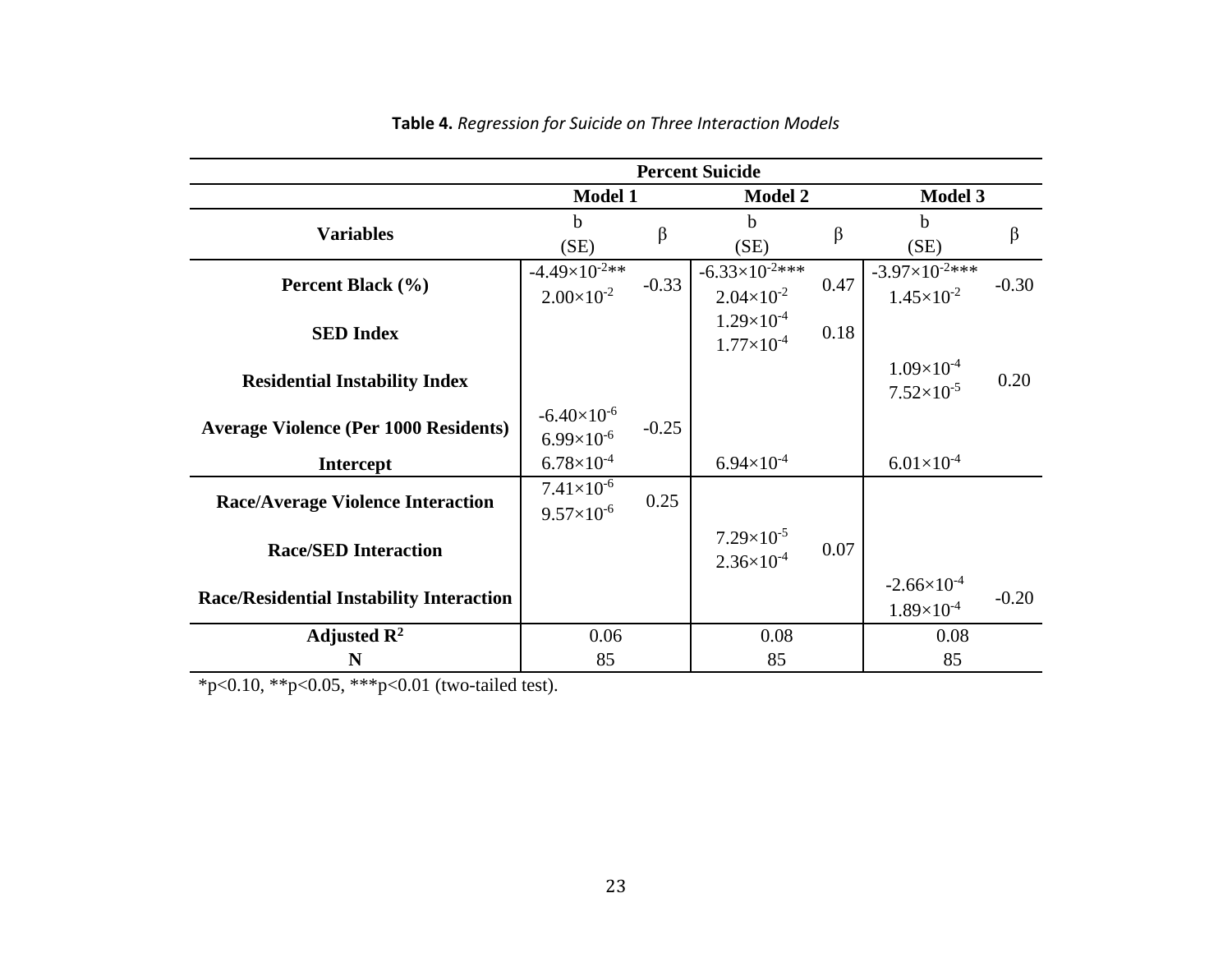**Table 4.** *Regression for Suicide on Three Interaction Models*

| | Percent Suicide | | | | | |
|---|---|---|---|---|---|---|
| | Model 1 | | Model 2 | | Model 3 | |
| **Variables** | b (SE) | β | b (SE) | β | b (SE) | β |
| **Percent Black (%)** | $-4.49\times10^{-2}$** $2.00\times10^{-2}$ | -0.33 | $-6.33\times10^{-2}$*** $2.04\times10^{-2}$ | 0.47 | $-3.97\times10^{-2}$*** $1.45\times10^{-2}$ | -0.30 |
| **SED Index** | | | $1.29\times10^{-4}$ $1.77\times10^{-4}$ | 0.18 | | |
| **Residential Instability Index** | | | | | $1.09\times10^{-4}$ $7.52\times10^{-5}$ | 0.20 |
| **Average Violence (Per 1000 Residents)** | $-6.40\times10^{-6}$ $6.99\times10^{-6}$ | -0.25 | | | | |
| **Intercept** | $6.78\times10^{-4}$ | | $6.94\times10^{-4}$ | | $6.01\times10^{-4}$ | |
| **Race/Average Violence Interaction** | $7.41\times10^{-6}$ $9.57\times10^{-6}$ | 0.25 | | | | |
| **Race/SED Interaction** | | | $7.29\times10^{-5}$ $2.36\times10^{-4}$ | 0.07 | | |
| **Race/Residential Instability Interaction** | | | | | $-2.66\times10^{-4}$ $1.89\times10^{-4}$ | -0.20 |
| **Adjusted $R^2$** | 0.06 | | 0.08 | | 0.08 | |
| **N** | 85 | | 85 | | 85 | |

*p<0.10, **p<0.05, ***p<0.01 (two-tailed test).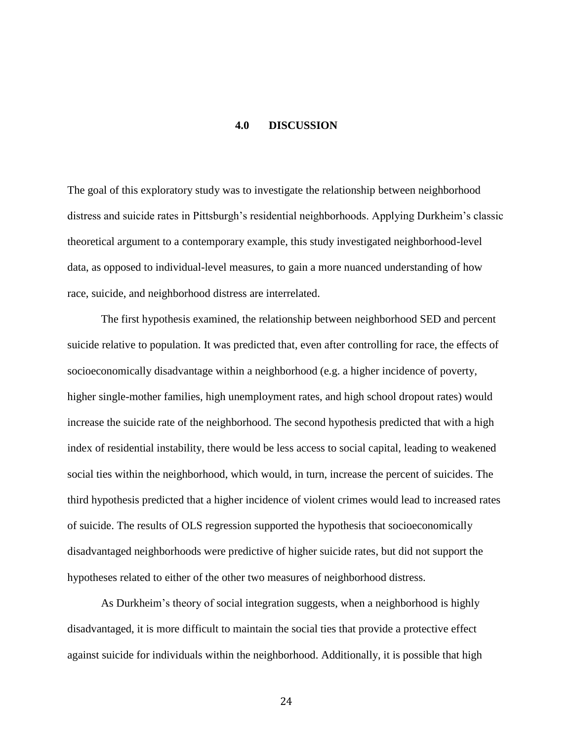# 4.0 DISCUSSION

The goal of this exploratory study was to investigate the relationship between neighborhood distress and suicide rates in Pittsburgh's residential neighborhoods. Applying Durkheim's classic theoretical argument to a contemporary example, this study investigated neighborhood-level data, as opposed to individual-level measures, to gain a more nuanced understanding of how race, suicide, and neighborhood distress are interrelated.

The first hypothesis examined, the relationship between neighborhood SED and percent suicide relative to population. It was predicted that, even after controlling for race, the effects of socioeconomically disadvantage within a neighborhood (e.g. a higher incidence of poverty, higher single-mother families, high unemployment rates, and high school dropout rates) would increase the suicide rate of the neighborhood. The second hypothesis predicted that with a high index of residential instability, there would be less access to social capital, leading to weakened social ties within the neighborhood, which would, in turn, increase the percent of suicides. The third hypothesis predicted that a higher incidence of violent crimes would lead to increased rates of suicide. The results of OLS regression supported the hypothesis that socioeconomically disadvantaged neighborhoods were predictive of higher suicide rates, but did not support the hypotheses related to either of the other two measures of neighborhood distress.

As Durkheim's theory of social integration suggests, when a neighborhood is highly disadvantaged, it is more difficult to maintain the social ties that provide a protective effect against suicide for individuals within the neighborhood. Additionally, it is possible that high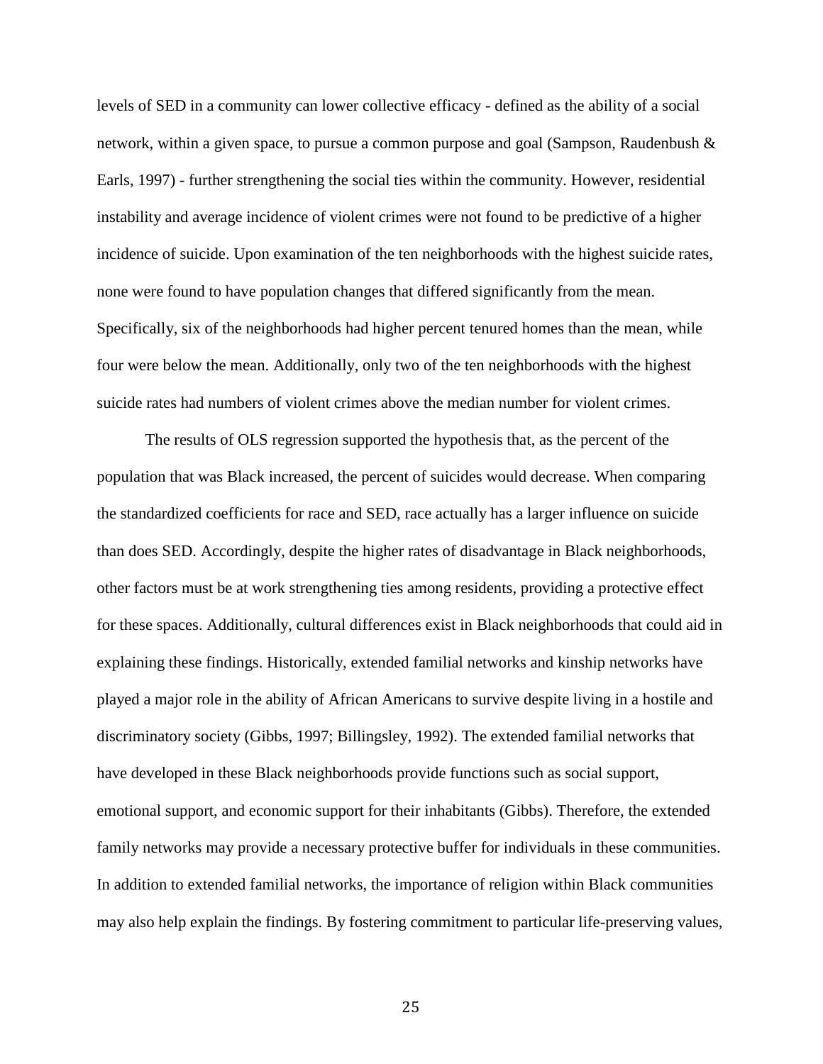levels of SED in a community can lower collective efficacy - defined as the ability of a social network, within a given space, to pursue a common purpose and goal (Sampson, Raudenbush & Earls, 1997) - further strengthening the social ties within the community. However, residential instability and average incidence of violent crimes were not found to be predictive of a higher incidence of suicide. Upon examination of the ten neighborhoods with the highest suicide rates, none were found to have population changes that differed significantly from the mean. Specifically, six of the neighborhoods had higher percent tenured homes than the mean, while four were below the mean. Additionally, only two of the ten neighborhoods with the highest suicide rates had numbers of violent crimes above the median number for violent crimes.

The results of OLS regression supported the hypothesis that, as the percent of the population that was Black increased, the percent of suicides would decrease. When comparing the standardized coefficients for race and SED, race actually has a larger influence on suicide than does SED. Accordingly, despite the higher rates of disadvantage in Black neighborhoods, other factors must be at work strengthening ties among residents, providing a protective effect for these spaces. Additionally, cultural differences exist in Black neighborhoods that could aid in explaining these findings. Historically, extended familial networks and kinship networks have played a major role in the ability of African Americans to survive despite living in a hostile and discriminatory society (Gibbs, 1997; Billingsley, 1992). The extended familial networks that have developed in these Black neighborhoods provide functions such as social support, emotional support, and economic support for their inhabitants (Gibbs). Therefore, the extended family networks may provide a necessary protective buffer for individuals in these communities. In addition to extended familial networks, the importance of religion within Black communities may also help explain the findings. By fostering commitment to particular life-preserving values,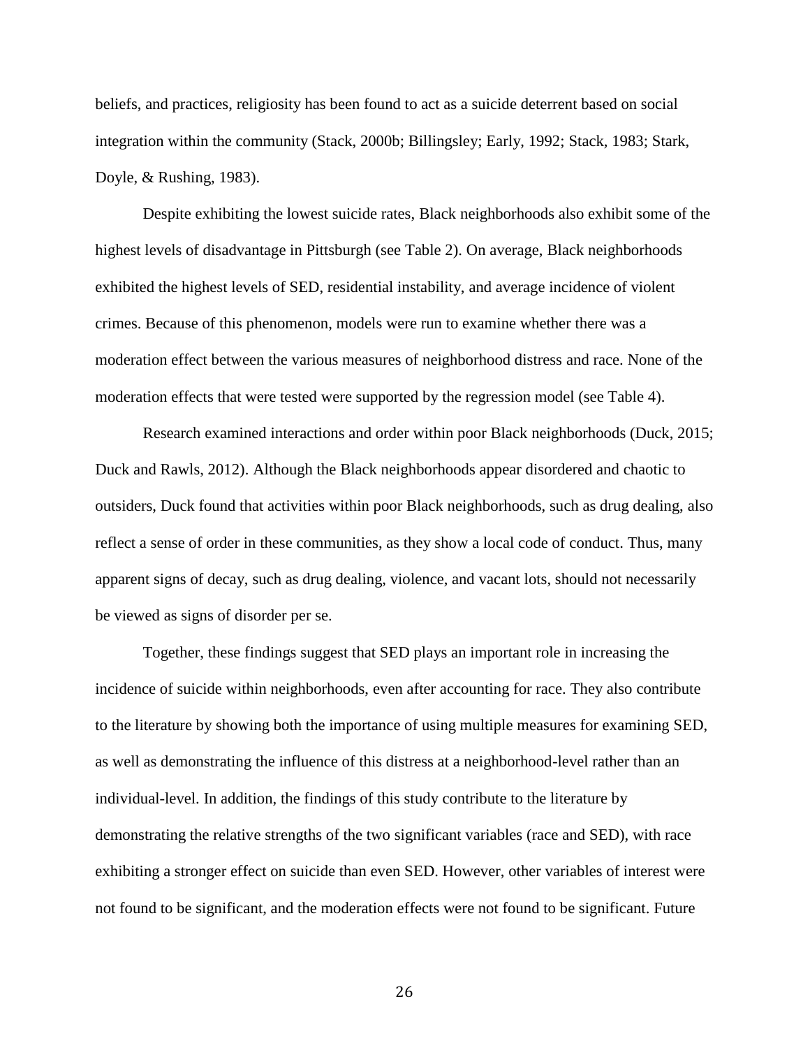beliefs, and practices, religiosity has been found to act as a suicide deterrent based on social integration within the community (Stack, 2000b; Billingsley; Early, 1992; Stack, 1983; Stark, Doyle, & Rushing, 1983).

Despite exhibiting the lowest suicide rates, Black neighborhoods also exhibit some of the highest levels of disadvantage in Pittsburgh (see Table 2). On average, Black neighborhoods exhibited the highest levels of SED, residential instability, and average incidence of violent crimes. Because of this phenomenon, models were run to examine whether there was a moderation effect between the various measures of neighborhood distress and race. None of the moderation effects that were tested were supported by the regression model (see Table 4).

Research examined interactions and order within poor Black neighborhoods (Duck, 2015; Duck and Rawls, 2012). Although the Black neighborhoods appear disordered and chaotic to outsiders, Duck found that activities within poor Black neighborhoods, such as drug dealing, also reflect a sense of order in these communities, as they show a local code of conduct. Thus, many apparent signs of decay, such as drug dealing, violence, and vacant lots, should not necessarily be viewed as signs of disorder per se.

Together, these findings suggest that SED plays an important role in increasing the incidence of suicide within neighborhoods, even after accounting for race. They also contribute to the literature by showing both the importance of using multiple measures for examining SED, as well as demonstrating the influence of this distress at a neighborhood-level rather than an individual-level. In addition, the findings of this study contribute to the literature by demonstrating the relative strengths of the two significant variables (race and SED), with race exhibiting a stronger effect on suicide than even SED. However, other variables of interest were not found to be significant, and the moderation effects were not found to be significant. Future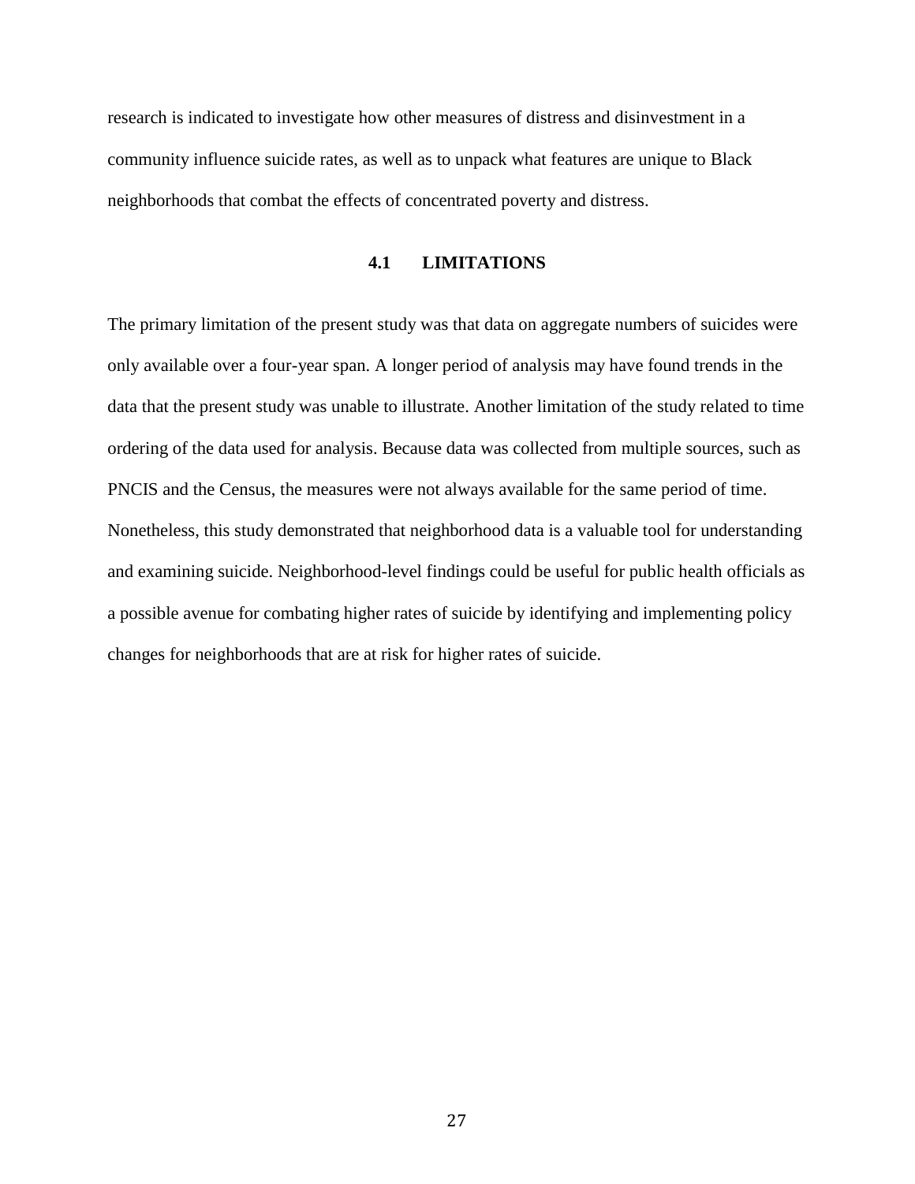research is indicated to investigate how other measures of distress and disinvestment in a community influence suicide rates, as well as to unpack what features are unique to Black neighborhoods that combat the effects of concentrated poverty and distress.

## 4.1 LIMITATIONS

The primary limitation of the present study was that data on aggregate numbers of suicides were only available over a four-year span. A longer period of analysis may have found trends in the data that the present study was unable to illustrate. Another limitation of the study related to time ordering of the data used for analysis. Because data was collected from multiple sources, such as PNCIS and the Census, the measures were not always available for the same period of time. Nonetheless, this study demonstrated that neighborhood data is a valuable tool for understanding and examining suicide. Neighborhood-level findings could be useful for public health officials as a possible avenue for combating higher rates of suicide by identifying and implementing policy changes for neighborhoods that are at risk for higher rates of suicide.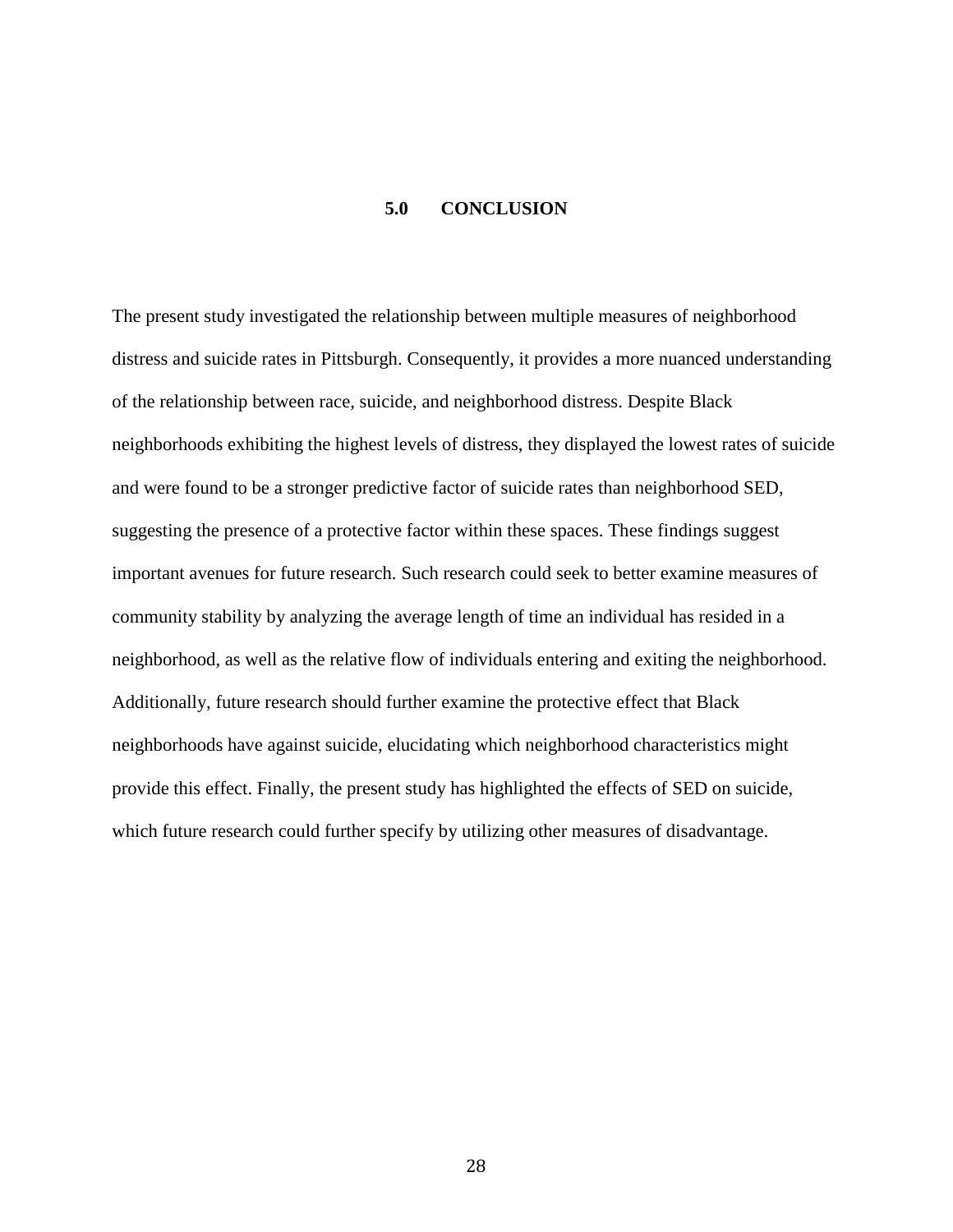# 5.0 CONCLUSION

The present study investigated the relationship between multiple measures of neighborhood distress and suicide rates in Pittsburgh. Consequently, it provides a more nuanced understanding of the relationship between race, suicide, and neighborhood distress. Despite Black neighborhoods exhibiting the highest levels of distress, they displayed the lowest rates of suicide and were found to be a stronger predictive factor of suicide rates than neighborhood SED, suggesting the presence of a protective factor within these spaces. These findings suggest important avenues for future research. Such research could seek to better examine measures of community stability by analyzing the average length of time an individual has resided in a neighborhood, as well as the relative flow of individuals entering and exiting the neighborhood. Additionally, future research should further examine the protective effect that Black neighborhoods have against suicide, elucidating which neighborhood characteristics might provide this effect. Finally, the present study has highlighted the effects of SED on suicide, which future research could further specify by utilizing other measures of disadvantage.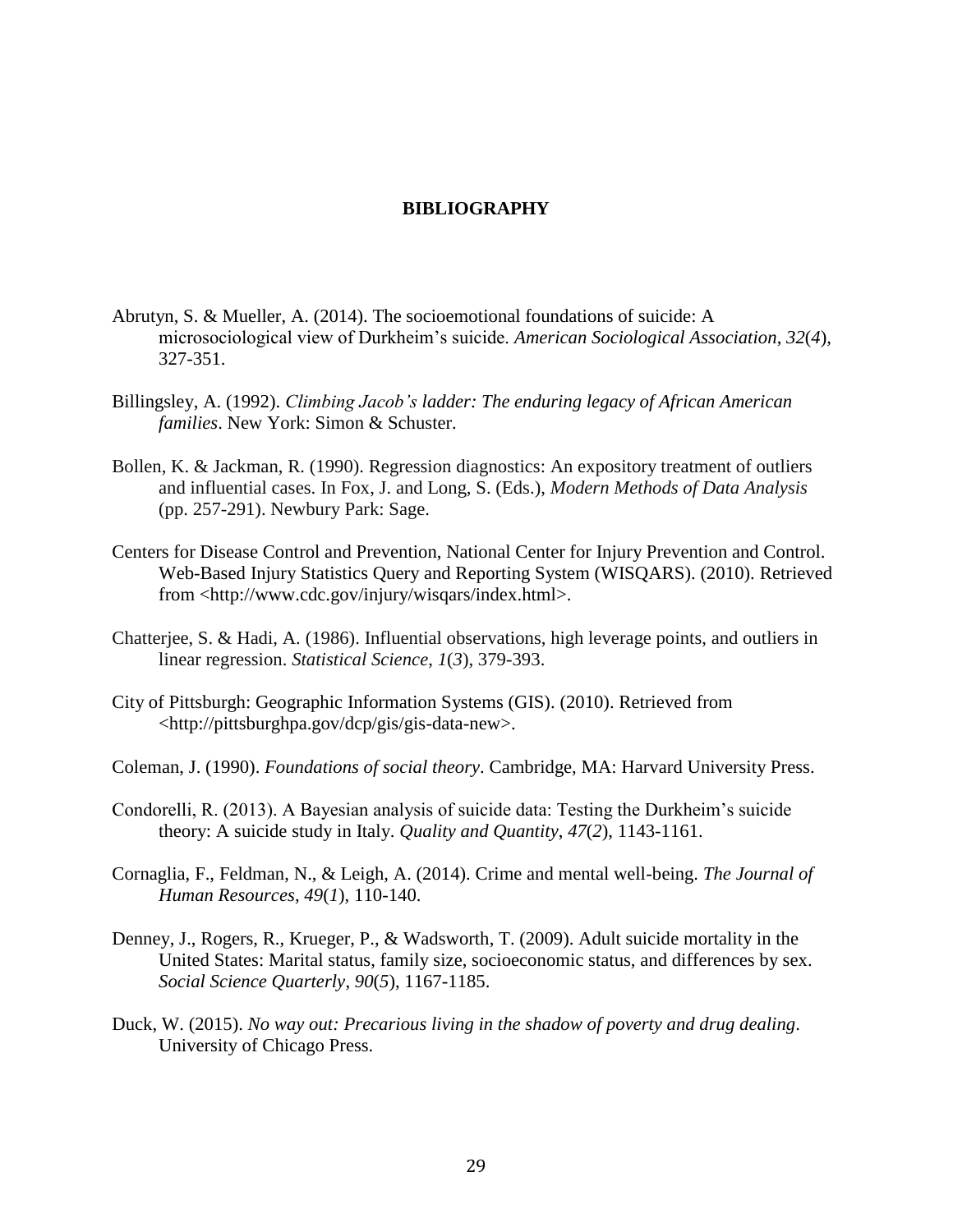# BIBLIOGRAPHY

Abrutyn, S. & Mueller, A. (2014). The socioemotional foundations of suicide: A microsociological view of Durkheim's suicide. *American Sociological Association*, *32*(*4*), 327-351.

Billingsley, A. (1992). *Climbing Jacob's ladder: The enduring legacy of African American families*. New York: Simon & Schuster.

Bollen, K. & Jackman, R. (1990). Regression diagnostics: An expository treatment of outliers and influential cases. In Fox, J. and Long, S. (Eds.), *Modern Methods of Data Analysis* (pp. 257-291). Newbury Park: Sage.

Centers for Disease Control and Prevention, National Center for Injury Prevention and Control. Web-Based Injury Statistics Query and Reporting System (WISQARS). (2010). Retrieved from <http://www.cdc.gov/injury/wisqars/index.html>.

Chatterjee, S. & Hadi, A. (1986). Influential observations, high leverage points, and outliers in linear regression. *Statistical Science*, *1*(*3*), 379-393.

City of Pittsburgh: Geographic Information Systems (GIS). (2010). Retrieved from <http://pittsburghpa.gov/dcp/gis/gis-data-new>.

Coleman, J. (1990). *Foundations of social theory*. Cambridge, MA: Harvard University Press.

Condorelli, R. (2013). A Bayesian analysis of suicide data: Testing the Durkheim's suicide theory: A suicide study in Italy. *Quality and Quantity*, *47*(*2*), 1143-1161.

Cornaglia, F., Feldman, N., & Leigh, A. (2014). Crime and mental well-being. *The Journal of Human Resources*, *49*(*1*), 110-140.

Denney, J., Rogers, R., Krueger, P., & Wadsworth, T. (2009). Adult suicide mortality in the United States: Marital status, family size, socioeconomic status, and differences by sex. *Social Science Quarterly*, *90*(*5*), 1167-1185.

Duck, W. (2015). *No way out: Precarious living in the shadow of poverty and drug dealing*. University of Chicago Press.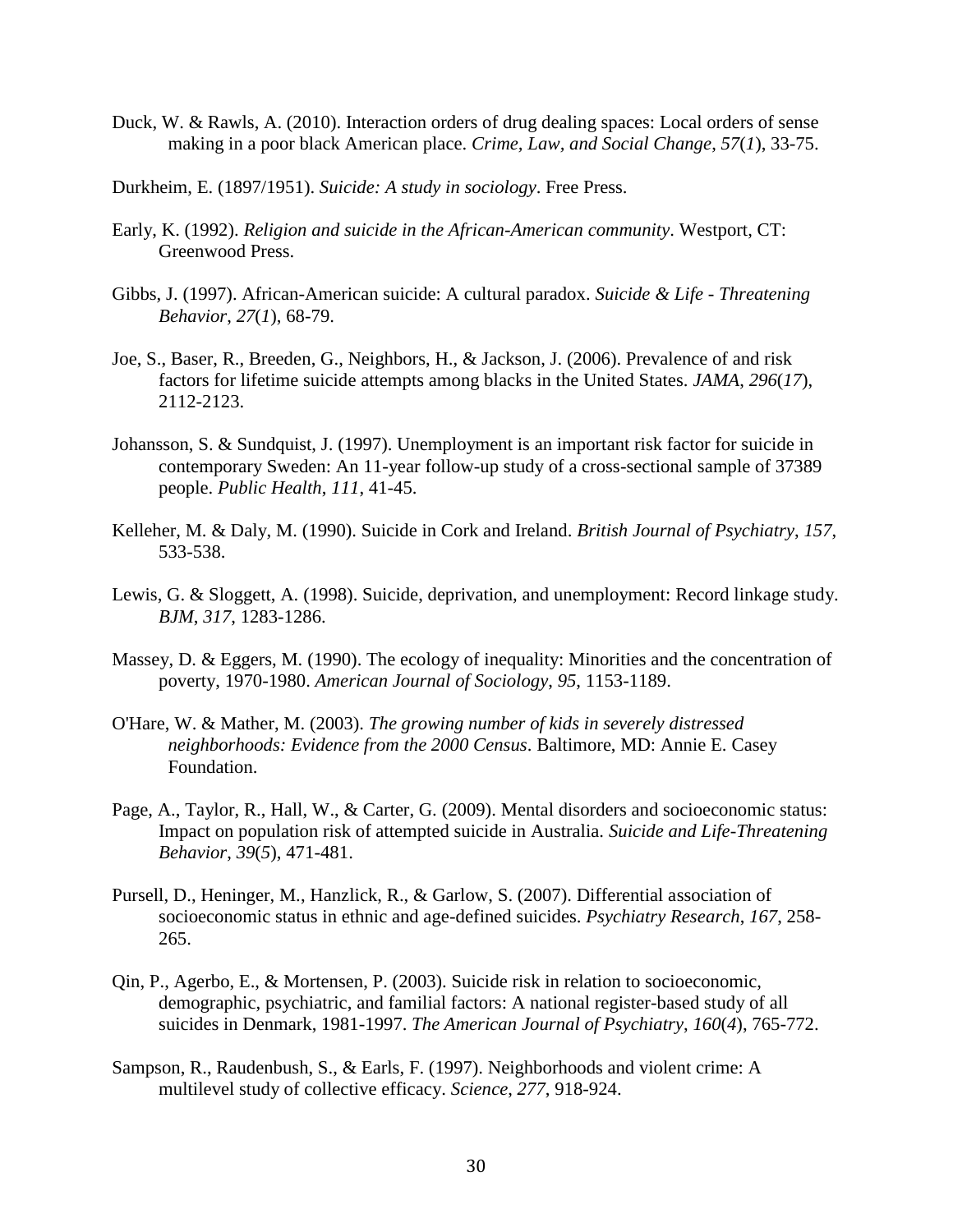Duck, W. & Rawls, A. (2010). Interaction orders of drug dealing spaces: Local orders of sense making in a poor black American place. *Crime, Law, and Social Change*, *57*(*1*), 33-75.

Durkheim, E. (1897/1951). *Suicide: A study in sociology*. Free Press.

Early, K. (1992). *Religion and suicide in the African-American community*. Westport, CT: Greenwood Press.

Gibbs, J. (1997). African-American suicide: A cultural paradox. *Suicide & Life - Threatening Behavior*, *27*(*1*), 68-79.

Joe, S., Baser, R., Breeden, G., Neighbors, H., & Jackson, J. (2006). Prevalence of and risk factors for lifetime suicide attempts among blacks in the United States. *JAMA*, *296*(*17*), 2112-2123.

Johansson, S. & Sundquist, J. (1997). Unemployment is an important risk factor for suicide in contemporary Sweden: An 11-year follow-up study of a cross-sectional sample of 37389 people. *Public Health*, *111*, 41-45.

Kelleher, M. & Daly, M. (1990). Suicide in Cork and Ireland. *British Journal of Psychiatry*, *157*, 533-538.

Lewis, G. & Sloggett, A. (1998). Suicide, deprivation, and unemployment: Record linkage study. *BJM*, *317*, 1283-1286.

Massey, D. & Eggers, M. (1990). The ecology of inequality: Minorities and the concentration of poverty, 1970-1980. *American Journal of Sociology*, *95*, 1153-1189.

O'Hare, W. & Mather, M. (2003). *The growing number of kids in severely distressed neighborhoods: Evidence from the 2000 Census*. Baltimore, MD: Annie E. Casey Foundation.

Page, A., Taylor, R., Hall, W., & Carter, G. (2009). Mental disorders and socioeconomic status: Impact on population risk of attempted suicide in Australia. *Suicide and Life-Threatening Behavior*, *39*(*5*), 471-481.

Pursell, D., Heninger, M., Hanzlick, R., & Garlow, S. (2007). Differential association of socioeconomic status in ethnic and age-defined suicides. *Psychiatry Research*, *167*, 258-265.

Qin, P., Agerbo, E., & Mortensen, P. (2003). Suicide risk in relation to socioeconomic, demographic, psychiatric, and familial factors: A national register-based study of all suicides in Denmark, 1981-1997. *The American Journal of Psychiatry*, *160*(*4*), 765-772.

Sampson, R., Raudenbush, S., & Earls, F. (1997). Neighborhoods and violent crime: A multilevel study of collective efficacy. *Science*, *277*, 918-924.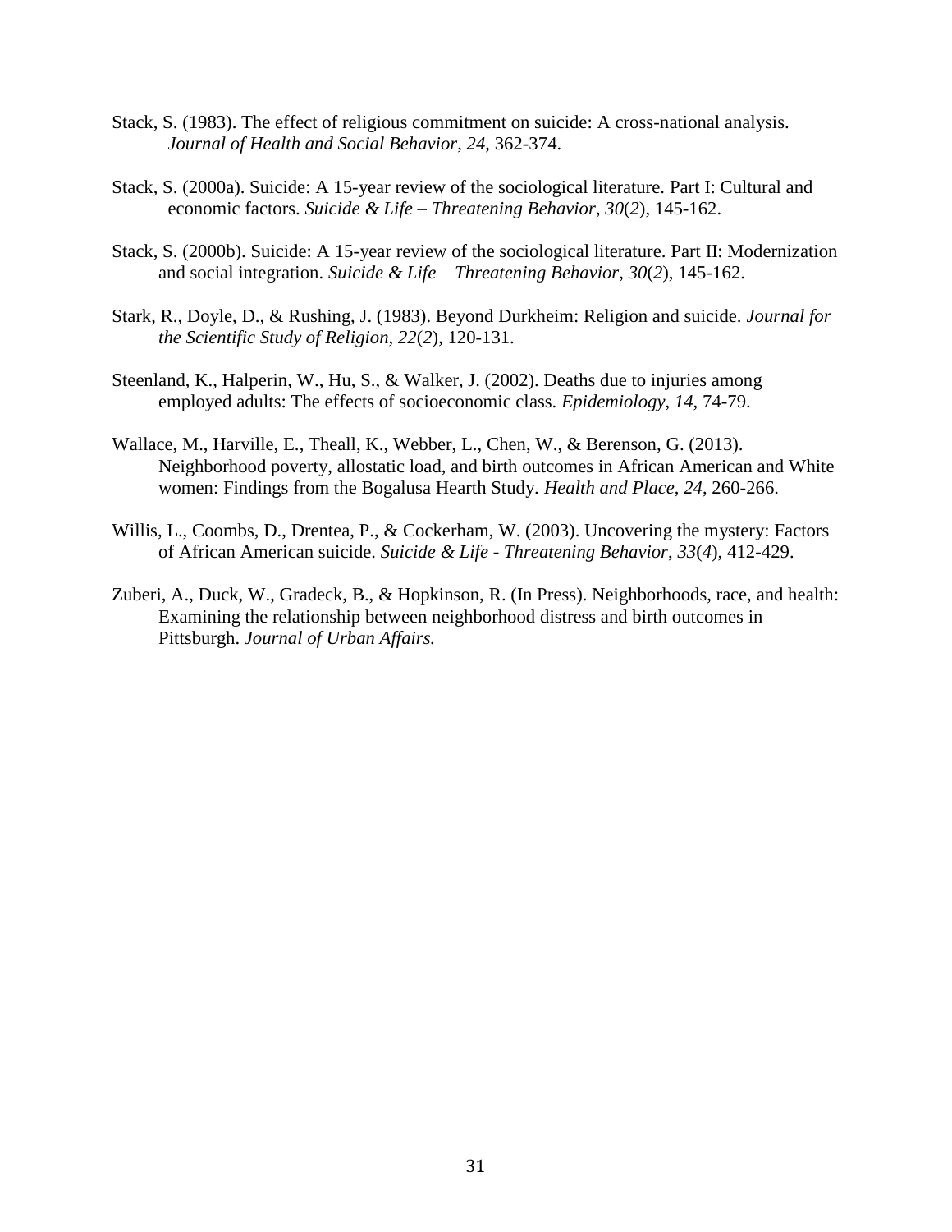Stack, S. (1983). The effect of religious commitment on suicide: A cross-national analysis. *Journal of Health and Social Behavior*, *24*, 362-374.

Stack, S. (2000a). Suicide: A 15-year review of the sociological literature. Part I: Cultural and economic factors. *Suicide & Life – Threatening Behavior*, *30*(*2*), 145-162.

Stack, S. (2000b). Suicide: A 15-year review of the sociological literature. Part II: Modernization and social integration. *Suicide & Life – Threatening Behavior*, *30*(*2*), 145-162.

Stark, R., Doyle, D., & Rushing, J. (1983). Beyond Durkheim: Religion and suicide. *Journal for the Scientific Study of Religion*, *22*(*2*), 120-131.

Steenland, K., Halperin, W., Hu, S., & Walker, J. (2002). Deaths due to injuries among employed adults: The effects of socioeconomic class. *Epidemiology*, *14*, 74-79.

Wallace, M., Harville, E., Theall, K., Webber, L., Chen, W., & Berenson, G. (2013). Neighborhood poverty, allostatic load, and birth outcomes in African American and White women: Findings from the Bogalusa Hearth Study. *Health and Place*, *24*, 260-266.

Willis, L., Coombs, D., Drentea, P., & Cockerham, W. (2003). Uncovering the mystery: Factors of African American suicide. *Suicide & Life - Threatening Behavior*, *33*(*4*), 412-429.

Zuberi, A., Duck, W., Gradeck, B., & Hopkinson, R. (In Press). Neighborhoods, race, and health: Examining the relationship between neighborhood distress and birth outcomes in Pittsburgh. *Journal of Urban Affairs.*